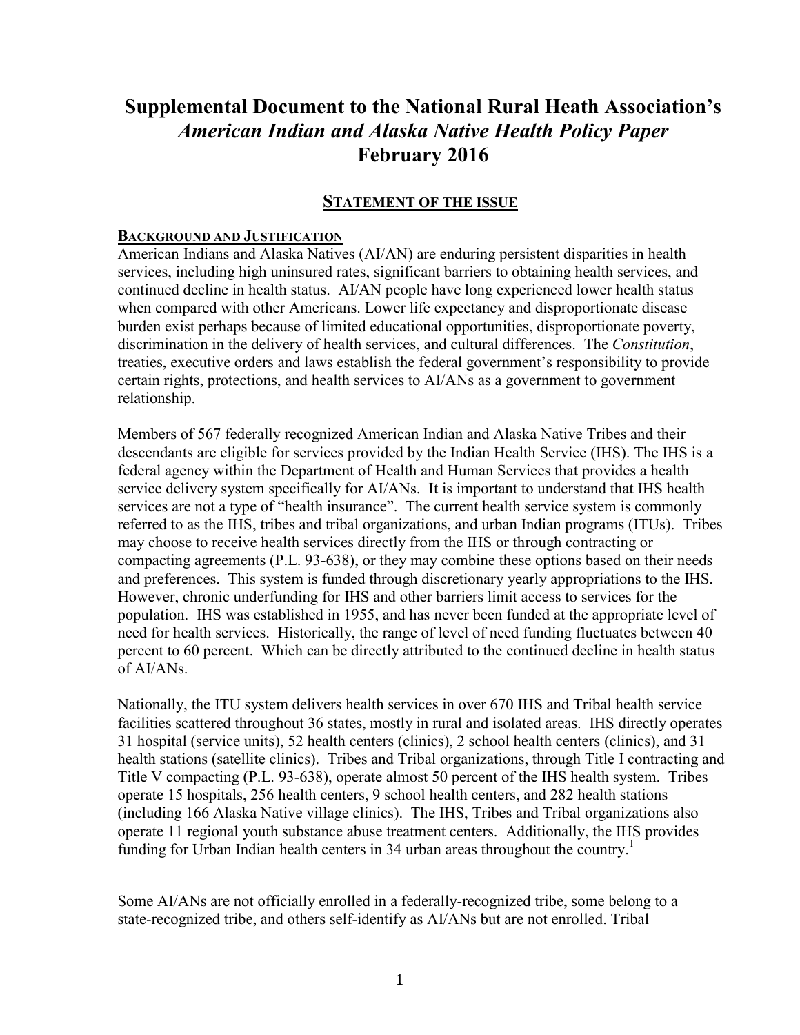# Supplemental Document to the National Rural Heath Association's *American Indian and Alaska Native Health Policy Paper* February 2016

## STATEMENT OF THE ISSUE

### BACKGROUND AND JUSTIFICATION

American Indians and Alaska Natives (AI/AN) are enduring persistent disparities in health services, including high uninsured rates, significant barriers to obtaining health services, and continued decline in health status. AI/AN people have long experienced lower health status when compared with other Americans. Lower life expectancy and disproportionate disease burden exist perhaps because of limited educational opportunities, disproportionate poverty, discrimination in the delivery of health services, and cultural differences. The *Constitution*, treaties, executive orders and laws establish the federal government's responsibility to provide certain rights, protections, and health services to AI/ANs as a government to government relationship.

Members of 567 federally recognized American Indian and Alaska Native Tribes and their descendants are eligible for services provided by the Indian Health Service (IHS). The IHS is a federal agency within the Department of Health and Human Services that provides a health service delivery system specifically for AI/ANs. It is important to understand that IHS health services are not a type of "health insurance". The current health service system is commonly referred to as the IHS, tribes and tribal organizations, and urban Indian programs (ITUs). Tribes may choose to receive health services directly from the IHS or through contracting or compacting agreements (P.L. 93-638), or they may combine these options based on their needs and preferences. This system is funded through discretionary yearly appropriations to the IHS. However, chronic underfunding for IHS and other barriers limit access to services for the population. IHS was established in 1955, and has never been funded at the appropriate level of need for health services. Historically, the range of level of need funding fluctuates between 40 percent to 60 percent. Which can be directly attributed to the continued decline in health status of AI/ANs.

Nationally, the ITU system delivers health services in over 670 IHS and Tribal health service facilities scattered throughout 36 states, mostly in rural and isolated areas. IHS directly operates 31 hospital (service units), 52 health centers (clinics), 2 school health centers (clinics), and 31 health stations (satellite clinics). Tribes and Tribal organizations, through Title I contracting and Title V compacting (P.L. 93-638), operate almost 50 percent of the IHS health system. Tribes operate 15 hospitals, 256 health centers, 9 school health centers, and 282 health stations (including 166 Alaska Native village clinics). The IHS, Tribes and Tribal organizations also operate 11 regional youth substance abuse treatment centers. Additionally, the IHS provides funding for Urban Indian health centers in 34 urban areas throughout the country.[1]

Some AI/ANs are not officially enrolled in a federally-recognized tribe, some belong to a state-recognized tribe, and others self-identify as AI/ANs but are not enrolled. Tribal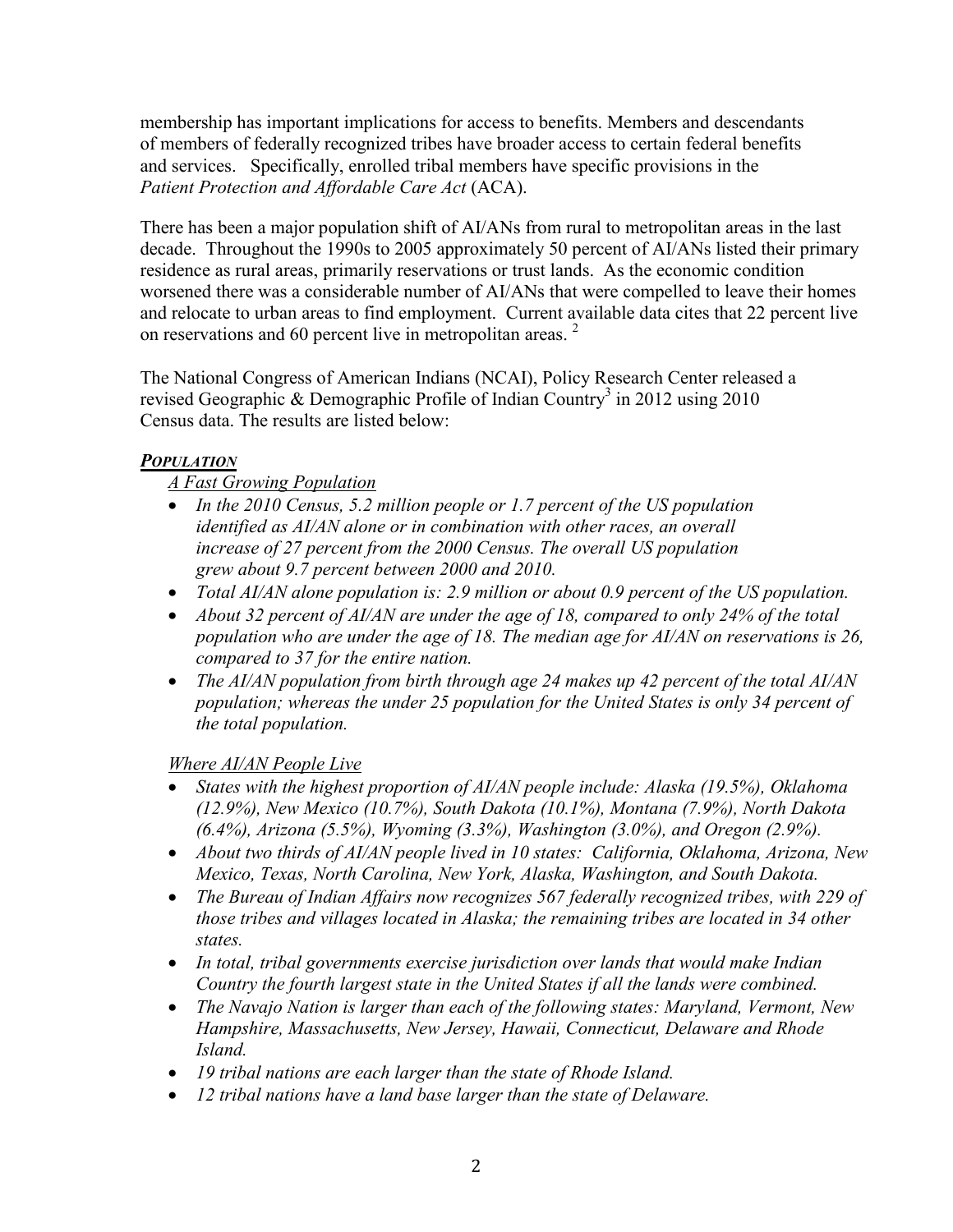membership has important implications for access to benefits. Members and descendants of members of federally recognized tribes have broader access to certain federal benefits and services. Specifically, enrolled tribal members have specific provisions in the *Patient Protection and Affordable Care Act* (ACA).

There has been a major population shift of AI/ANs from rural to metropolitan areas in the last decade. Throughout the 1990s to 2005 approximately 50 percent of AI/ANs listed their primary residence as rural areas, primarily reservations or trust lands. As the economic condition worsened there was a considerable number of AI/ANs that were compelled to leave their homes and relocate to urban areas to find employment. Current available data cites that 22 percent live on reservations and 60 percent live in metropolitan areas. [2]

The National Congress of American Indians (NCAI), Policy Research Center released a revised Geographic & Demographic Profile of Indian Country[3] in 2012 using 2010 Census data. The results are listed below:

***POPULATION***

*A Fast Growing Population*

- *In the 2010 Census, 5.2 million people or 1.7 percent of the US population identified as AI/AN alone or in combination with other races, an overall increase of 27 percent from the 2000 Census. The overall US population grew about 9.7 percent between 2000 and 2010.*
- *Total AI/AN alone population is: 2.9 million or about 0.9 percent of the US population.*
- *About 32 percent of AI/AN are under the age of 18, compared to only 24% of the total population who are under the age of 18. The median age for AI/AN on reservations is 26, compared to 37 for the entire nation.*
- *The AI/AN population from birth through age 24 makes up 42 percent of the total AI/AN population; whereas the under 25 population for the United States is only 34 percent of the total population.*

*Where AI/AN People Live*

- *States with the highest proportion of AI/AN people include: Alaska (19.5%), Oklahoma (12.9%), New Mexico (10.7%), South Dakota (10.1%), Montana (7.9%), North Dakota (6.4%), Arizona (5.5%), Wyoming (3.3%), Washington (3.0%), and Oregon (2.9%).*
- *About two thirds of AI/AN people lived in 10 states: California, Oklahoma, Arizona, New Mexico, Texas, North Carolina, New York, Alaska, Washington, and South Dakota.*
- *The Bureau of Indian Affairs now recognizes 567 federally recognized tribes, with 229 of those tribes and villages located in Alaska; the remaining tribes are located in 34 other states.*
- *In total, tribal governments exercise jurisdiction over lands that would make Indian Country the fourth largest state in the United States if all the lands were combined.*
- *The Navajo Nation is larger than each of the following states: Maryland, Vermont, New Hampshire, Massachusetts, New Jersey, Hawaii, Connecticut, Delaware and Rhode Island.*
- *19 tribal nations are each larger than the state of Rhode Island.*
- *12 tribal nations have a land base larger than the state of Delaware.*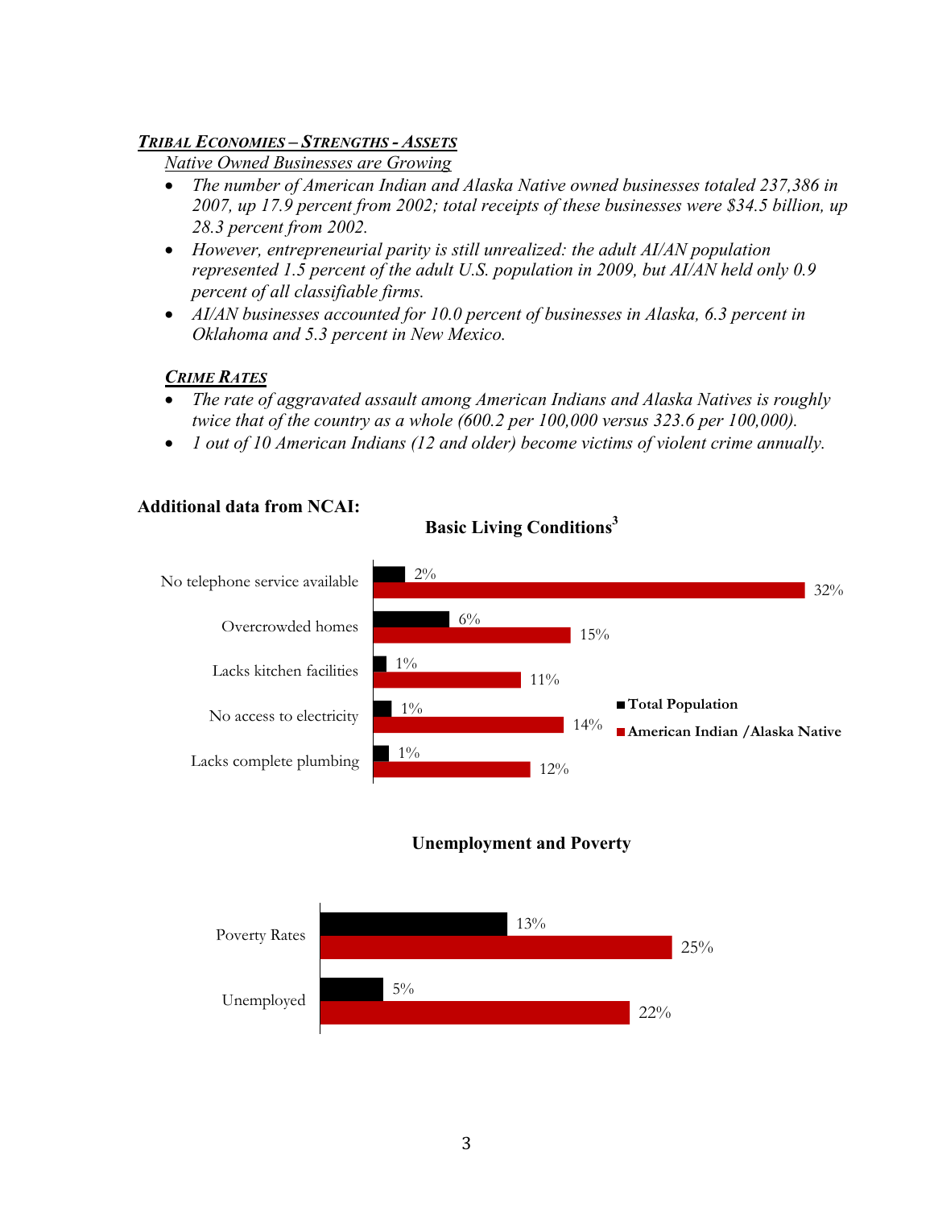***Tribal Economies – Strengths - Assets***

*Native Owned Businesses are Growing*

- *The number of American Indian and Alaska Native owned businesses totaled 237,386 in 2007, up 17.9 percent from 2002; total receipts of these businesses were $34.5 billion, up 28.3 percent from 2002.*
- *However, entrepreneurial parity is still unrealized: the adult AI/AN population represented 1.5 percent of the adult U.S. population in 2009, but AI/AN held only 0.9 percent of all classifiable firms.*
- *AI/AN businesses accounted for 10.0 percent of businesses in Alaska, 6.3 percent in Oklahoma and 5.3 percent in New Mexico.*

***Crime Rates***

- *The rate of aggravated assault among American Indians and Alaska Natives is roughly twice that of the country as a whole (600.2 per 100,000 versus 323.6 per 100,000).*
- *1 out of 10 American Indians (12 and older) become victims of violent crime annually.*

**Additional data from NCAI:**

**Basic Living Conditions[3]**

| | Total Population | American Indian / Alaska Native |
|---|---|---|
| No telephone service available | 2% | 32% |
| Overcrowded homes | 6% | 15% |
| Lacks kitchen facilities | 1% | 11% |
| No access to electricity | 1% | 14% |
| Lacks complete plumbing | 1% | 12% |

**Unemployment and Poverty**

| | Total Population | American Indian / Alaska Native |
|---|---|---|
| Poverty Rates | 13% | 25% |
| Unemployed | 5% | 22% |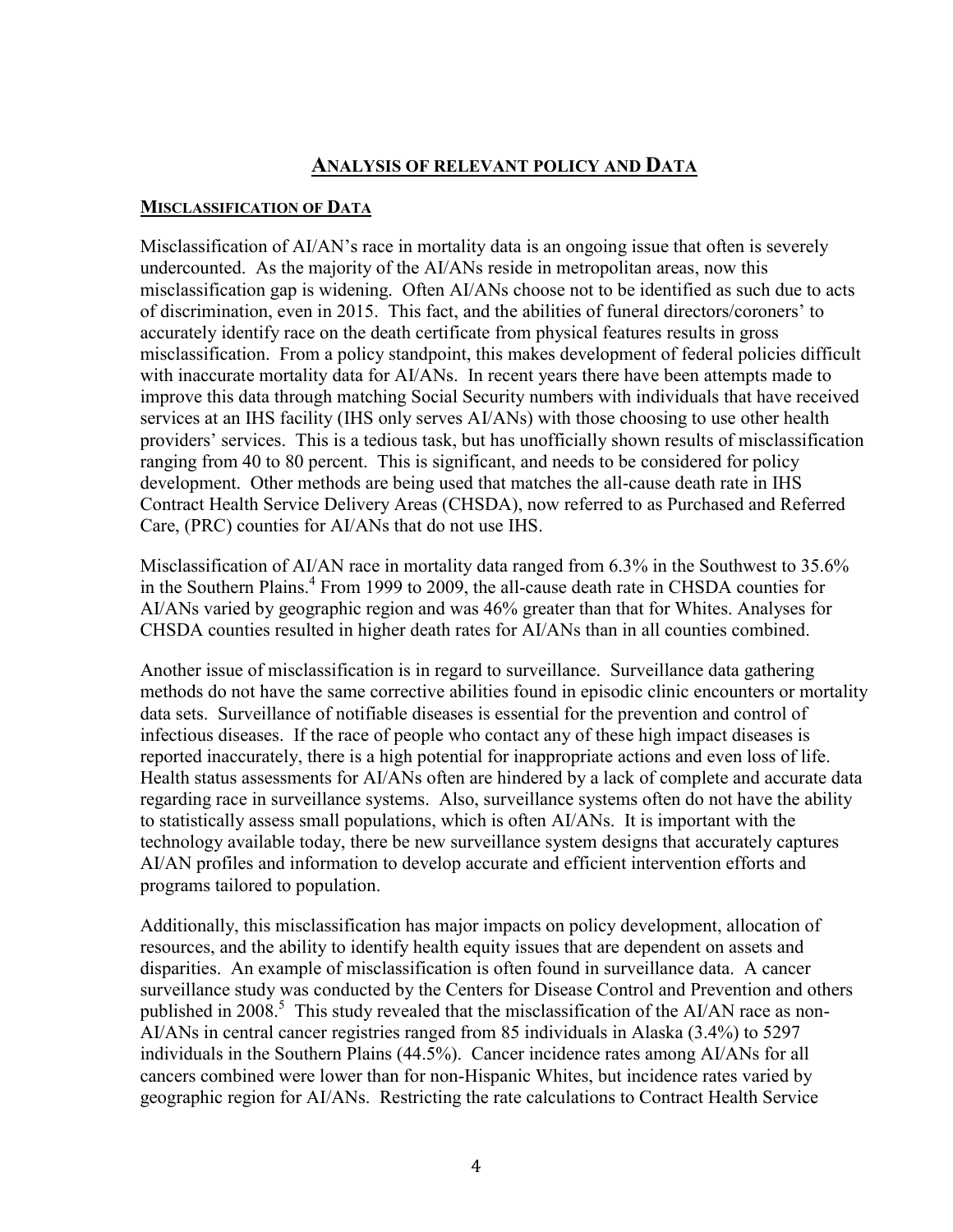## ANALYSIS OF RELEVANT POLICY AND DATA

### MISCLASSIFICATION OF DATA

Misclassification of AI/AN's race in mortality data is an ongoing issue that often is severely undercounted. As the majority of the AI/ANs reside in metropolitan areas, now this misclassification gap is widening. Often AI/ANs choose not to be identified as such due to acts of discrimination, even in 2015. This fact, and the abilities of funeral directors/coroners' to accurately identify race on the death certificate from physical features results in gross misclassification. From a policy standpoint, this makes development of federal policies difficult with inaccurate mortality data for AI/ANs. In recent years there have been attempts made to improve this data through matching Social Security numbers with individuals that have received services at an IHS facility (IHS only serves AI/ANs) with those choosing to use other health providers' services. This is a tedious task, but has unofficially shown results of misclassification ranging from 40 to 80 percent. This is significant, and needs to be considered for policy development. Other methods are being used that matches the all-cause death rate in IHS Contract Health Service Delivery Areas (CHSDA), now referred to as Purchased and Referred Care, (PRC) counties for AI/ANs that do not use IHS.

Misclassification of AI/AN race in mortality data ranged from 6.3% in the Southwest to 35.6% in the Southern Plains.[4] From 1999 to 2009, the all-cause death rate in CHSDA counties for AI/ANs varied by geographic region and was 46% greater than that for Whites. Analyses for CHSDA counties resulted in higher death rates for AI/ANs than in all counties combined.

Another issue of misclassification is in regard to surveillance. Surveillance data gathering methods do not have the same corrective abilities found in episodic clinic encounters or mortality data sets. Surveillance of notifiable diseases is essential for the prevention and control of infectious diseases. If the race of people who contact any of these high impact diseases is reported inaccurately, there is a high potential for inappropriate actions and even loss of life. Health status assessments for AI/ANs often are hindered by a lack of complete and accurate data regarding race in surveillance systems. Also, surveillance systems often do not have the ability to statistically assess small populations, which is often AI/ANs. It is important with the technology available today, there be new surveillance system designs that accurately captures AI/AN profiles and information to develop accurate and efficient intervention efforts and programs tailored to population.

Additionally, this misclassification has major impacts on policy development, allocation of resources, and the ability to identify health equity issues that are dependent on assets and disparities. An example of misclassification is often found in surveillance data. A cancer surveillance study was conducted by the Centers for Disease Control and Prevention and others published in 2008.[5] This study revealed that the misclassification of the AI/AN race as non-AI/ANs in central cancer registries ranged from 85 individuals in Alaska (3.4%) to 5297 individuals in the Southern Plains (44.5%). Cancer incidence rates among AI/ANs for all cancers combined were lower than for non-Hispanic Whites, but incidence rates varied by geographic region for AI/ANs. Restricting the rate calculations to Contract Health Service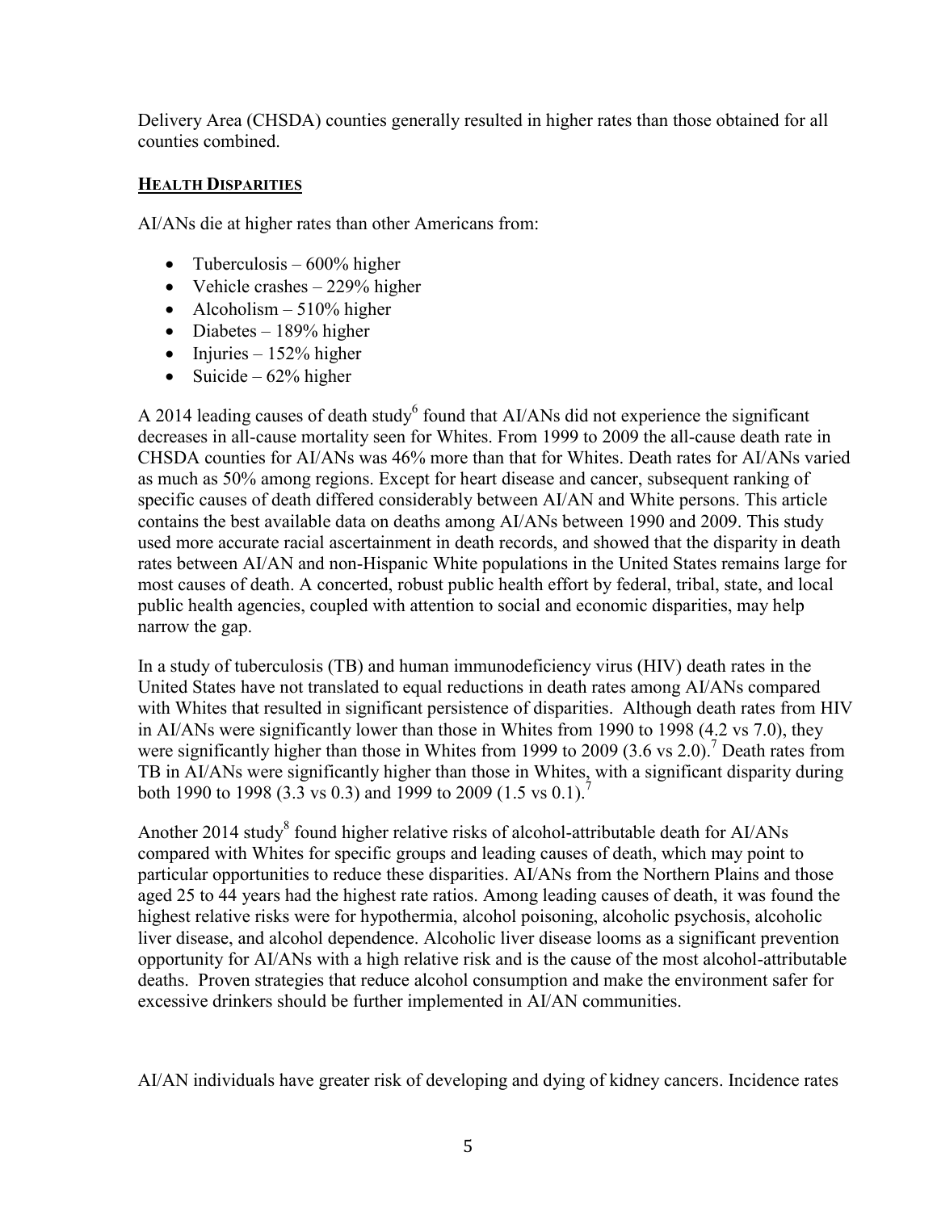Delivery Area (CHSDA) counties generally resulted in higher rates than those obtained for all counties combined.

## HEALTH DISPARITIES

AI/ANs die at higher rates than other Americans from:

- Tuberculosis – 600% higher
- Vehicle crashes – 229% higher
- Alcoholism – 510% higher
- Diabetes – 189% higher
- Injuries – 152% higher
- Suicide – 62% higher

A 2014 leading causes of death study[6] found that AI/ANs did not experience the significant decreases in all-cause mortality seen for Whites. From 1999 to 2009 the all-cause death rate in CHSDA counties for AI/ANs was 46% more than that for Whites. Death rates for AI/ANs varied as much as 50% among regions. Except for heart disease and cancer, subsequent ranking of specific causes of death differed considerably between AI/AN and White persons. This article contains the best available data on deaths among AI/ANs between 1990 and 2009. This study used more accurate racial ascertainment in death records, and showed that the disparity in death rates between AI/AN and non-Hispanic White populations in the United States remains large for most causes of death. A concerted, robust public health effort by federal, tribal, state, and local public health agencies, coupled with attention to social and economic disparities, may help narrow the gap.

In a study of tuberculosis (TB) and human immunodeficiency virus (HIV) death rates in the United States have not translated to equal reductions in death rates among AI/ANs compared with Whites that resulted in significant persistence of disparities. Although death rates from HIV in AI/ANs were significantly lower than those in Whites from 1990 to 1998 (4.2 vs 7.0), they were significantly higher than those in Whites from 1999 to 2009 (3.6 vs 2.0).[7] Death rates from TB in AI/ANs were significantly higher than those in Whites, with a significant disparity during both 1990 to 1998 (3.3 vs 0.3) and 1999 to 2009 (1.5 vs 0.1).[7]

Another 2014 study[8] found higher relative risks of alcohol-attributable death for AI/ANs compared with Whites for specific groups and leading causes of death, which may point to particular opportunities to reduce these disparities. AI/ANs from the Northern Plains and those aged 25 to 44 years had the highest rate ratios. Among leading causes of death, it was found the highest relative risks were for hypothermia, alcohol poisoning, alcoholic psychosis, alcoholic liver disease, and alcohol dependence. Alcoholic liver disease looms as a significant prevention opportunity for AI/ANs with a high relative risk and is the cause of the most alcohol-attributable deaths. Proven strategies that reduce alcohol consumption and make the environment safer for excessive drinkers should be further implemented in AI/AN communities.

AI/AN individuals have greater risk of developing and dying of kidney cancers. Incidence rates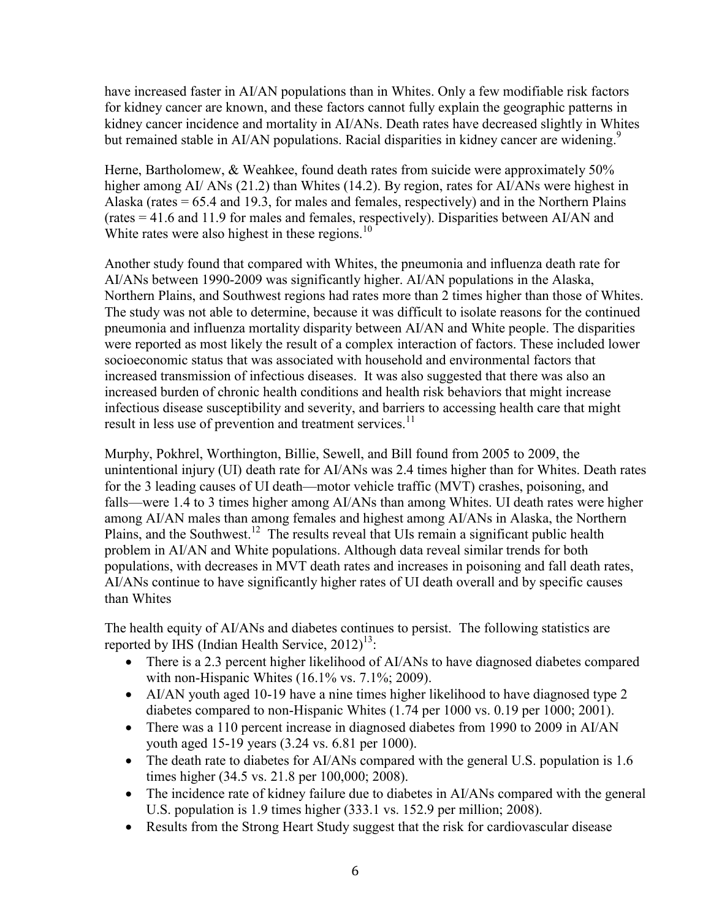have increased faster in AI/AN populations than in Whites. Only a few modifiable risk factors for kidney cancer are known, and these factors cannot fully explain the geographic patterns in kidney cancer incidence and mortality in AI/ANs. Death rates have decreased slightly in Whites but remained stable in AI/AN populations. Racial disparities in kidney cancer are widening.[9]

Herne, Bartholomew, & Weahkee, found death rates from suicide were approximately 50% higher among AI/ ANs (21.2) than Whites (14.2). By region, rates for AI/ANs were highest in Alaska (rates = 65.4 and 19.3, for males and females, respectively) and in the Northern Plains (rates = 41.6 and 11.9 for males and females, respectively). Disparities between AI/AN and White rates were also highest in these regions.[10]

Another study found that compared with Whites, the pneumonia and influenza death rate for AI/ANs between 1990-2009 was significantly higher. AI/AN populations in the Alaska, Northern Plains, and Southwest regions had rates more than 2 times higher than those of Whites. The study was not able to determine, because it was difficult to isolate reasons for the continued pneumonia and influenza mortality disparity between AI/AN and White people. The disparities were reported as most likely the result of a complex interaction of factors. These included lower socioeconomic status that was associated with household and environmental factors that increased transmission of infectious diseases. It was also suggested that there was also an increased burden of chronic health conditions and health risk behaviors that might increase infectious disease susceptibility and severity, and barriers to accessing health care that might result in less use of prevention and treatment services.[11]

Murphy, Pokhrel, Worthington, Billie, Sewell, and Bill found from 2005 to 2009, the unintentional injury (UI) death rate for AI/ANs was 2.4 times higher than for Whites. Death rates for the 3 leading causes of UI death—motor vehicle traffic (MVT) crashes, poisoning, and falls—were 1.4 to 3 times higher among AI/ANs than among Whites. UI death rates were higher among AI/AN males than among females and highest among AI/ANs in Alaska, the Northern Plains, and the Southwest.[12] The results reveal that UIs remain a significant public health problem in AI/AN and White populations. Although data reveal similar trends for both populations, with decreases in MVT death rates and increases in poisoning and fall death rates, AI/ANs continue to have significantly higher rates of UI death overall and by specific causes than Whites

The health equity of AI/ANs and diabetes continues to persist. The following statistics are reported by IHS (Indian Health Service, 2012)[13]:

- There is a 2.3 percent higher likelihood of AI/ANs to have diagnosed diabetes compared with non-Hispanic Whites (16.1% vs. 7.1%; 2009).
- AI/AN youth aged 10-19 have a nine times higher likelihood to have diagnosed type 2 diabetes compared to non-Hispanic Whites (1.74 per 1000 vs. 0.19 per 1000; 2001).
- There was a 110 percent increase in diagnosed diabetes from 1990 to 2009 in AI/AN youth aged 15-19 years (3.24 vs. 6.81 per 1000).
- The death rate to diabetes for AI/ANs compared with the general U.S. population is 1.6 times higher (34.5 vs. 21.8 per 100,000; 2008).
- The incidence rate of kidney failure due to diabetes in AI/ANs compared with the general U.S. population is 1.9 times higher (333.1 vs. 152.9 per million; 2008).
- Results from the Strong Heart Study suggest that the risk for cardiovascular disease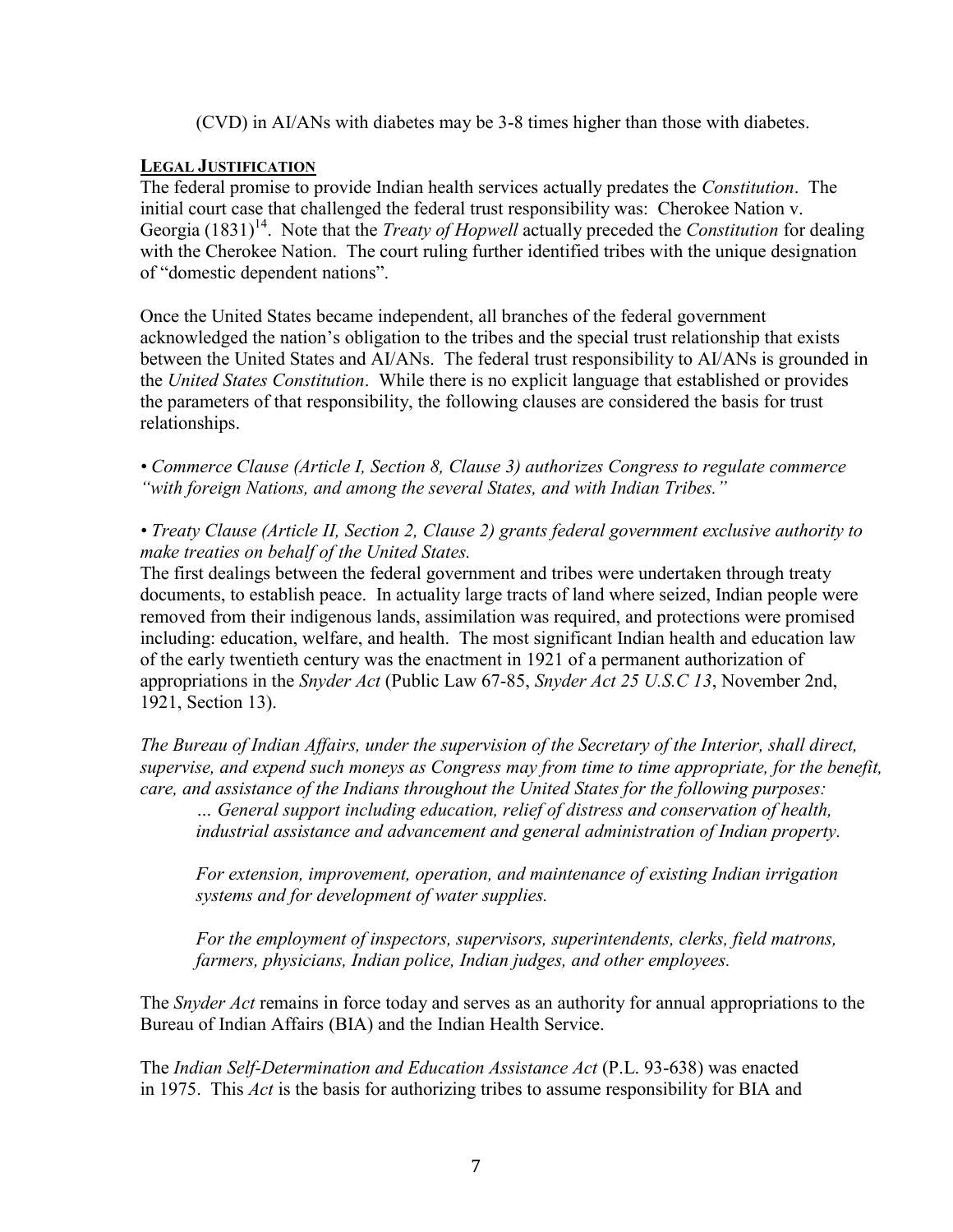(CVD) in AI/ANs with diabetes may be 3-8 times higher than those with diabetes.

## LEGAL JUSTIFICATION

The federal promise to provide Indian health services actually predates the *Constitution*. The initial court case that challenged the federal trust responsibility was: Cherokee Nation v. Georgia (1831)[14]. Note that the *Treaty of Hopwell* actually preceded the *Constitution* for dealing with the Cherokee Nation. The court ruling further identified tribes with the unique designation of "domestic dependent nations".

Once the United States became independent, all branches of the federal government acknowledged the nation's obligation to the tribes and the special trust relationship that exists between the United States and AI/ANs. The federal trust responsibility to AI/ANs is grounded in the *United States Constitution*. While there is no explicit language that established or provides the parameters of that responsibility, the following clauses are considered the basis for trust relationships.

*• Commerce Clause (Article I, Section 8, Clause 3) authorizes Congress to regulate commerce "with foreign Nations, and among the several States, and with Indian Tribes."*

*• Treaty Clause (Article II, Section 2, Clause 2) grants federal government exclusive authority to make treaties on behalf of the United States.*

The first dealings between the federal government and tribes were undertaken through treaty documents, to establish peace. In actuality large tracts of land where seized, Indian people were removed from their indigenous lands, assimilation was required, and protections were promised including: education, welfare, and health. The most significant Indian health and education law of the early twentieth century was the enactment in 1921 of a permanent authorization of appropriations in the *Snyder Act* (Public Law 67-85, *Snyder Act 25 U.S.C 13*, November 2nd, 1921, Section 13).

*The Bureau of Indian Affairs, under the supervision of the Secretary of the Interior, shall direct, supervise, and expend such moneys as Congress may from time to time appropriate, for the benefit, care, and assistance of the Indians throughout the United States for the following purposes:*

> *… General support including education, relief of distress and conservation of health, industrial assistance and advancement and general administration of Indian property.*
>
> *For extension, improvement, operation, and maintenance of existing Indian irrigation systems and for development of water supplies.*
>
> *For the employment of inspectors, supervisors, superintendents, clerks, field matrons, farmers, physicians, Indian police, Indian judges, and other employees.*

The *Snyder Act* remains in force today and serves as an authority for annual appropriations to the Bureau of Indian Affairs (BIA) and the Indian Health Service.

The *Indian Self-Determination and Education Assistance Act* (P.L. 93-638) was enacted in 1975. This *Act* is the basis for authorizing tribes to assume responsibility for BIA and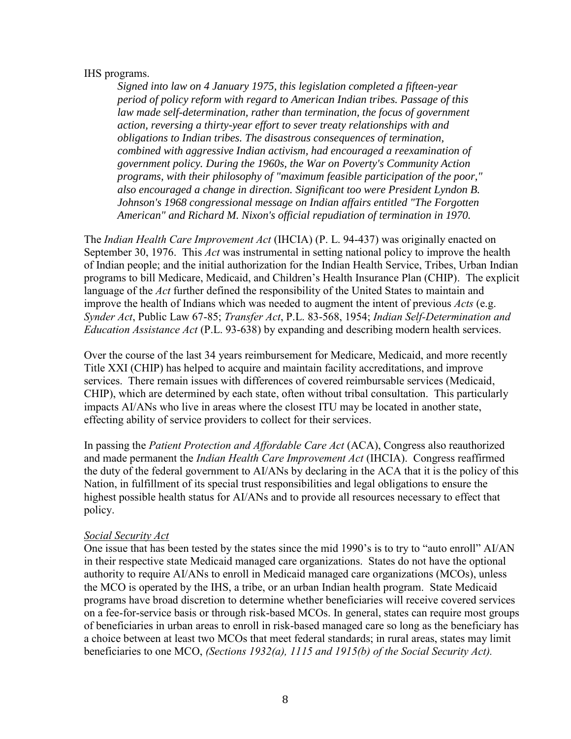IHS programs.

> *Signed into law on 4 January 1975, this legislation completed a fifteen-year period of policy reform with regard to American Indian tribes. Passage of this law made self-determination, rather than termination, the focus of government action, reversing a thirty-year effort to sever treaty relationships with and obligations to Indian tribes. The disastrous consequences of termination, combined with aggressive Indian activism, had encouraged a reexamination of government policy. During the 1960s, the War on Poverty's Community Action programs, with their philosophy of "maximum feasible participation of the poor," also encouraged a change in direction. Significant too were President Lyndon B. Johnson's 1968 congressional message on Indian affairs entitled "The Forgotten American" and Richard M. Nixon's official repudiation of termination in 1970.*

The *Indian Health Care Improvement Act* (IHCIA) (P. L. 94-437) was originally enacted on September 30, 1976. This *Act* was instrumental in setting national policy to improve the health of Indian people; and the initial authorization for the Indian Health Service, Tribes, Urban Indian programs to bill Medicare, Medicaid, and Children's Health Insurance Plan (CHIP). The explicit language of the *Act* further defined the responsibility of the United States to maintain and improve the health of Indians which was needed to augment the intent of previous *Acts* (e.g. *Synder Act*, Public Law 67-85; *Transfer Act*, P.L. 83-568, 1954; *Indian Self-Determination and Education Assistance Act* (P.L. 93-638) by expanding and describing modern health services.

Over the course of the last 34 years reimbursement for Medicare, Medicaid, and more recently Title XXI (CHIP) has helped to acquire and maintain facility accreditations, and improve services. There remain issues with differences of covered reimbursable services (Medicaid, CHIP), which are determined by each state, often without tribal consultation. This particularly impacts AI/ANs who live in areas where the closest ITU may be located in another state, effecting ability of service providers to collect for their services.

In passing the *Patient Protection and Affordable Care Act* (ACA), Congress also reauthorized and made permanent the *Indian Health Care Improvement Act* (IHCIA). Congress reaffirmed the duty of the federal government to AI/ANs by declaring in the ACA that it is the policy of this Nation, in fulfillment of its special trust responsibilities and legal obligations to ensure the highest possible health status for AI/ANs and to provide all resources necessary to effect that policy.

*Social Security Act*

One issue that has been tested by the states since the mid 1990's is to try to "auto enroll" AI/AN in their respective state Medicaid managed care organizations. States do not have the optional authority to require AI/ANs to enroll in Medicaid managed care organizations (MCOs), unless the MCO is operated by the IHS, a tribe, or an urban Indian health program. State Medicaid programs have broad discretion to determine whether beneficiaries will receive covered services on a fee-for-service basis or through risk-based MCOs. In general, states can require most groups of beneficiaries in urban areas to enroll in risk-based managed care so long as the beneficiary has a choice between at least two MCOs that meet federal standards; in rural areas, states may limit beneficiaries to one MCO, *(Sections 1932(a), 1115 and 1915(b) of the Social Security Act).*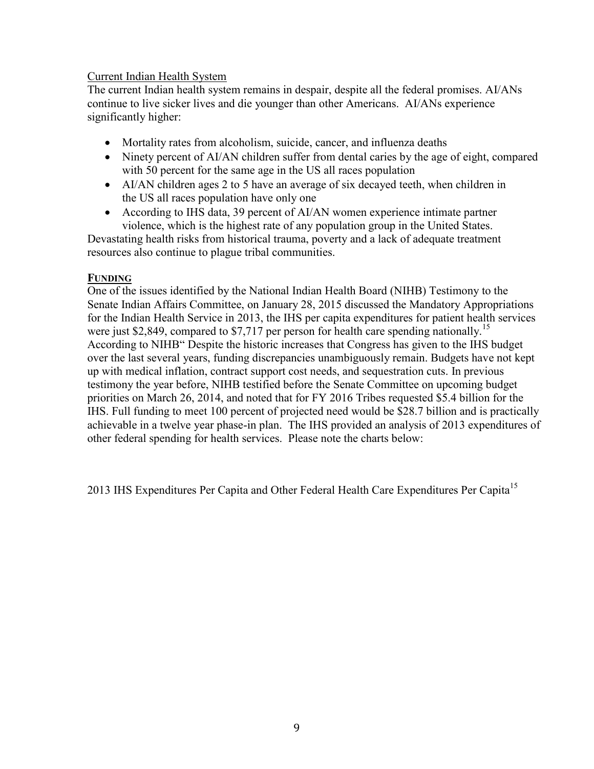Current Indian Health System

The current Indian health system remains in despair, despite all the federal promises. AI/ANs continue to live sicker lives and die younger than other Americans. AI/ANs experience significantly higher:

- Mortality rates from alcoholism, suicide, cancer, and influenza deaths
- Ninety percent of AI/AN children suffer from dental caries by the age of eight, compared with 50 percent for the same age in the US all races population
- AI/AN children ages 2 to 5 have an average of six decayed teeth, when children in the US all races population have only one
- According to IHS data, 39 percent of AI/AN women experience intimate partner violence, which is the highest rate of any population group in the United States.

Devastating health risks from historical trauma, poverty and a lack of adequate treatment resources also continue to plague tribal communities.

## FUNDING

One of the issues identified by the National Indian Health Board (NIHB) Testimony to the Senate Indian Affairs Committee, on January 28, 2015 discussed the Mandatory Appropriations for the Indian Health Service in 2013, the IHS per capita expenditures for patient health services were just $2,849, compared to $7,717 per person for health care spending nationally.[15] According to NIHB" Despite the historic increases that Congress has given to the IHS budget over the last several years, funding discrepancies unambiguously remain. Budgets have not kept up with medical inflation, contract support cost needs, and sequestration cuts. In previous testimony the year before, NIHB testified before the Senate Committee on upcoming budget priorities on March 26, 2014, and noted that for FY 2016 Tribes requested $5.4 billion for the IHS. Full funding to meet 100 percent of projected need would be $28.7 billion and is practically achievable in a twelve year phase-in plan. The IHS provided an analysis of 2013 expenditures of other federal spending for health services. Please note the charts below:

2013 IHS Expenditures Per Capita and Other Federal Health Care Expenditures Per Capita[15]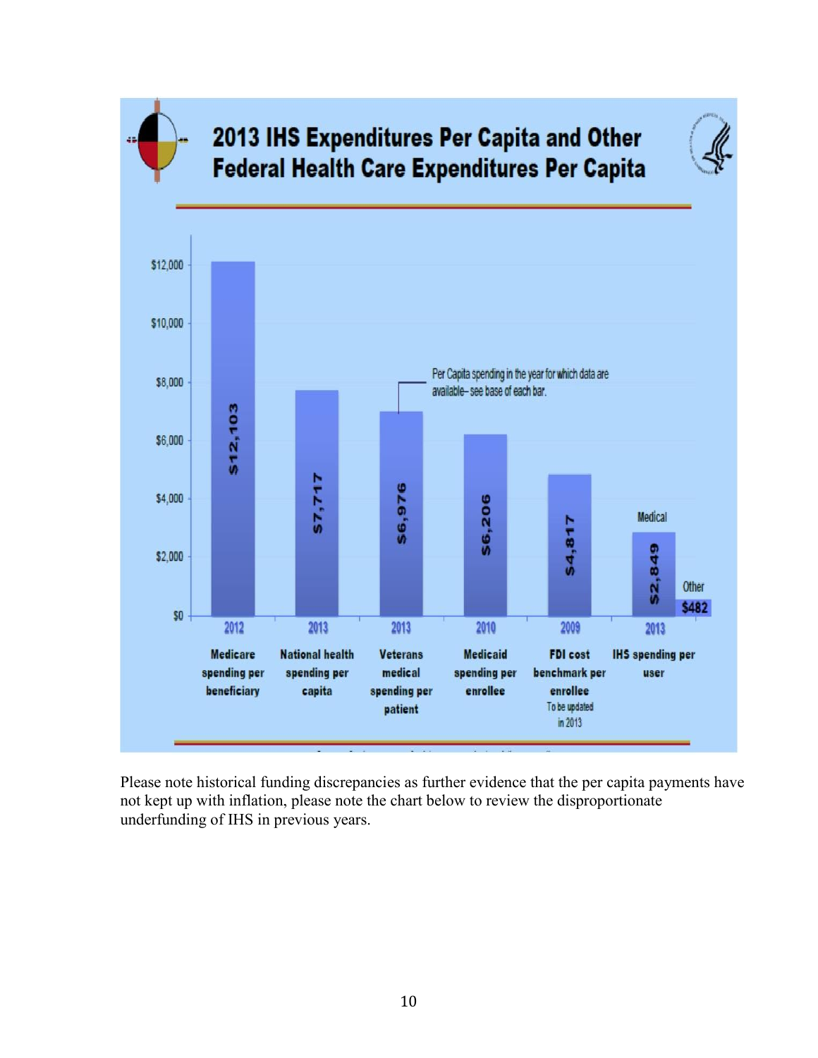## 2013 IHS Expenditures Per Capita and Other Federal Health Care Expenditures Per Capita

| Category | Year | Per Capita Spending |
| --- | --- | --- |
| Medicare spending per beneficiary | 2012 | $12,103 |
| National health spending per capita | 2013 | $7,717 |
| Veterans medical spending per patient | 2013 | $6,976 |
| Medicaid spending per enrollee | 2010 | $6,206 |
| FDI cost benchmark per enrollee (To be updated in 2013) | 2009 | $4,817 |
| IHS spending per user — Medical | 2013 | $2,849 |
| IHS spending per user — Other | 2013 | $482 |

Per Capita spending in the year for which data are available– see base of each bar.

Please note historical funding discrepancies as further evidence that the per capita payments have not kept up with inflation, please note the chart below to review the disproportionate underfunding of IHS in previous years.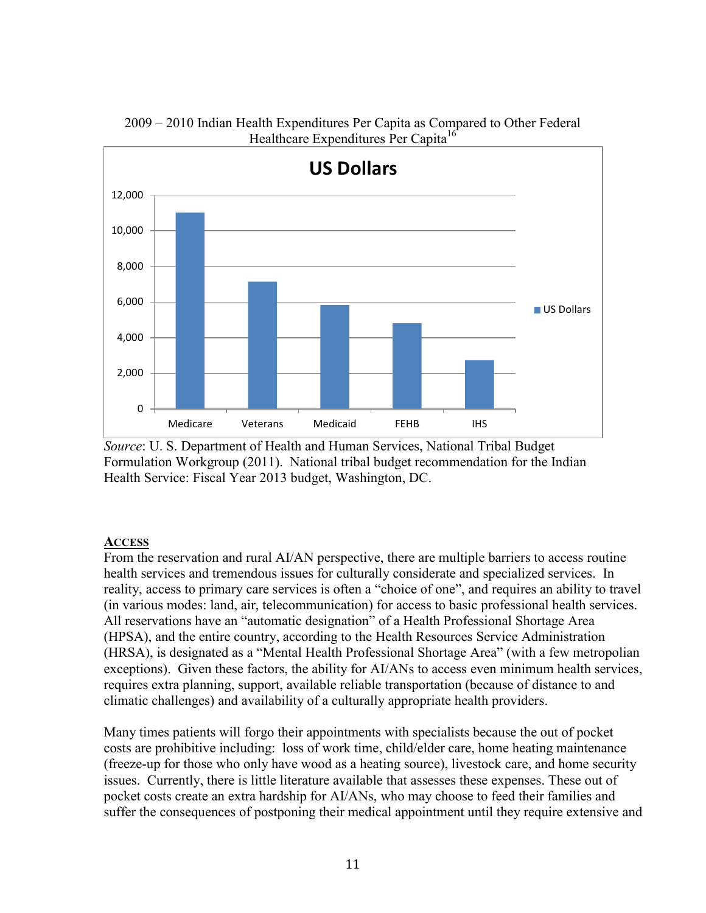2009 – 2010 Indian Health Expenditures Per Capita as Compared to Other Federal Healthcare Expenditures Per Capita[16]

*Source*: U. S. Department of Health and Human Services, National Tribal Budget Formulation Workgroup (2011). National tribal budget recommendation for the Indian Health Service: Fiscal Year 2013 budget, Washington, DC.

**ACCESS**

From the reservation and rural AI/AN perspective, there are multiple barriers to access routine health services and tremendous issues for culturally considerate and specialized services. In reality, access to primary care services is often a "choice of one", and requires an ability to travel (in various modes: land, air, telecommunication) for access to basic professional health services. All reservations have an "automatic designation" of a Health Professional Shortage Area (HPSA), and the entire country, according to the Health Resources Service Administration (HRSA), is designated as a "Mental Health Professional Shortage Area" (with a few metropolian exceptions). Given these factors, the ability for AI/ANs to access even minimum health services, requires extra planning, support, available reliable transportation (because of distance to and climatic challenges) and availability of a culturally appropriate health providers.

Many times patients will forgo their appointments with specialists because the out of pocket costs are prohibitive including: loss of work time, child/elder care, home heating maintenance (freeze-up for those who only have wood as a heating source), livestock care, and home security issues. Currently, there is little literature available that assesses these expenses. These out of pocket costs create an extra hardship for AI/ANs, who may choose to feed their families and suffer the consequences of postponing their medical appointment until they require extensive and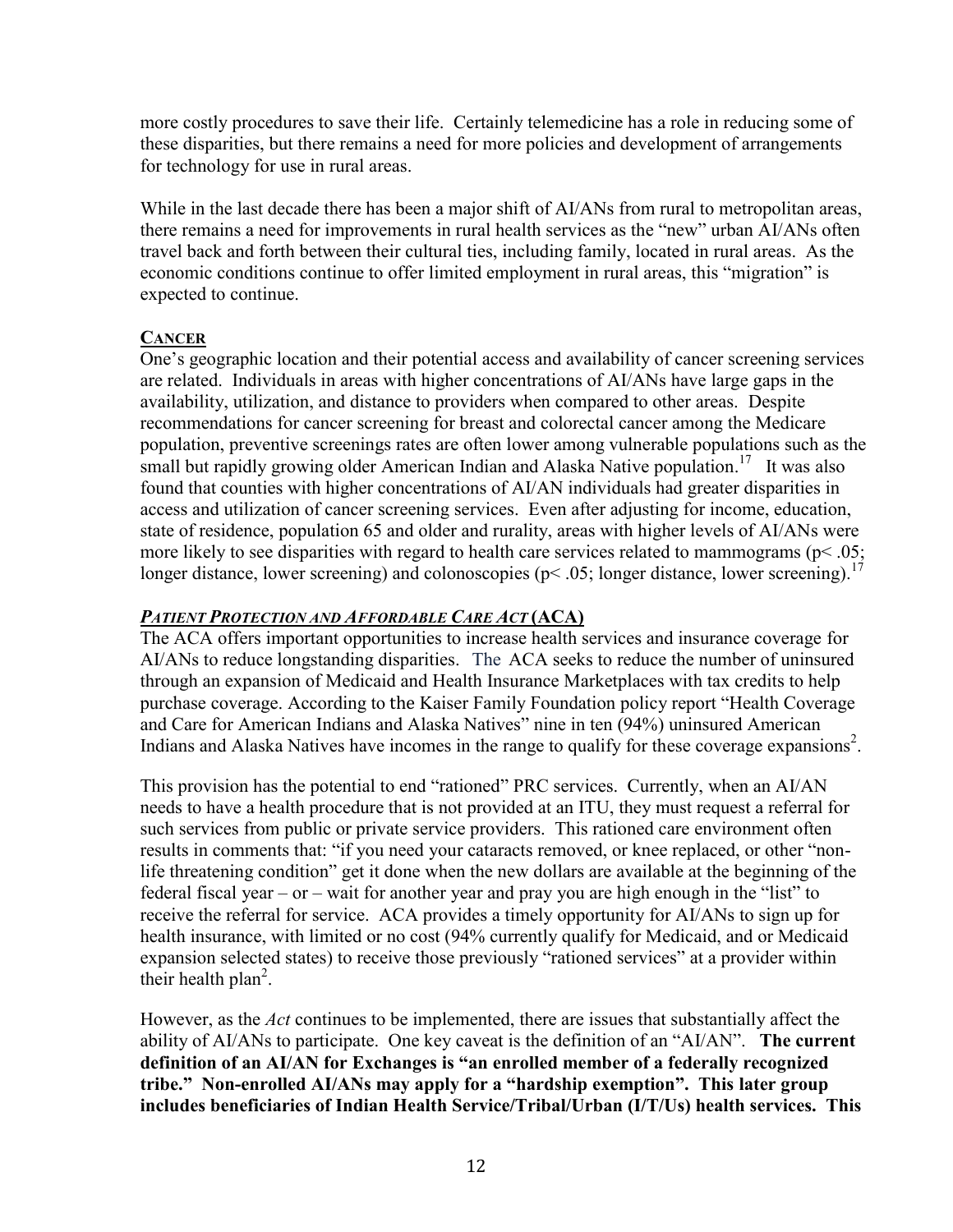more costly procedures to save their life. Certainly telemedicine has a role in reducing some of these disparities, but there remains a need for more policies and development of arrangements for technology for use in rural areas.

While in the last decade there has been a major shift of AI/ANs from rural to metropolitan areas, there remains a need for improvements in rural health services as the "new" urban AI/ANs often travel back and forth between their cultural ties, including family, located in rural areas. As the economic conditions continue to offer limited employment in rural areas, this "migration" is expected to continue.

## CANCER

One's geographic location and their potential access and availability of cancer screening services are related. Individuals in areas with higher concentrations of AI/ANs have large gaps in the availability, utilization, and distance to providers when compared to other areas. Despite recommendations for cancer screening for breast and colorectal cancer among the Medicare population, preventive screenings rates are often lower among vulnerable populations such as the small but rapidly growing older American Indian and Alaska Native population.[17] It was also found that counties with higher concentrations of AI/AN individuals had greater disparities in access and utilization of cancer screening services. Even after adjusting for income, education, state of residence, population 65 and older and rurality, areas with higher levels of AI/ANs were more likely to see disparities with regard to health care services related to mammograms ($p < .05$; longer distance, lower screening) and colonoscopies ($p < .05$; longer distance, lower screening).[17]

## *PATIENT PROTECTION AND AFFORDABLE CARE ACT* (ACA)

The ACA offers important opportunities to increase health services and insurance coverage for AI/ANs to reduce longstanding disparities. The ACA seeks to reduce the number of uninsured through an expansion of Medicaid and Health Insurance Marketplaces with tax credits to help purchase coverage. According to the Kaiser Family Foundation policy report "Health Coverage and Care for American Indians and Alaska Natives" nine in ten (94%) uninsured American Indians and Alaska Natives have incomes in the range to qualify for these coverage expansions[2].

This provision has the potential to end "rationed" PRC services. Currently, when an AI/AN needs to have a health procedure that is not provided at an ITU, they must request a referral for such services from public or private service providers. This rationed care environment often results in comments that: "if you need your cataracts removed, or knee replaced, or other "non-life threatening condition" get it done when the new dollars are available at the beginning of the federal fiscal year – or – wait for another year and pray you are high enough in the "list" to receive the referral for service. ACA provides a timely opportunity for AI/ANs to sign up for health insurance, with limited or no cost (94% currently qualify for Medicaid, and or Medicaid expansion selected states) to receive those previously "rationed services" at a provider within their health plan[2].

However, as the *Act* continues to be implemented, there are issues that substantially affect the ability of AI/ANs to participate. One key caveat is the definition of an "AI/AN". **The current definition of an AI/AN for Exchanges is "an enrolled member of a federally recognized tribe." Non-enrolled AI/ANs may apply for a "hardship exemption". This later group includes beneficiaries of Indian Health Service/Tribal/Urban (I/T/Us) health services. This**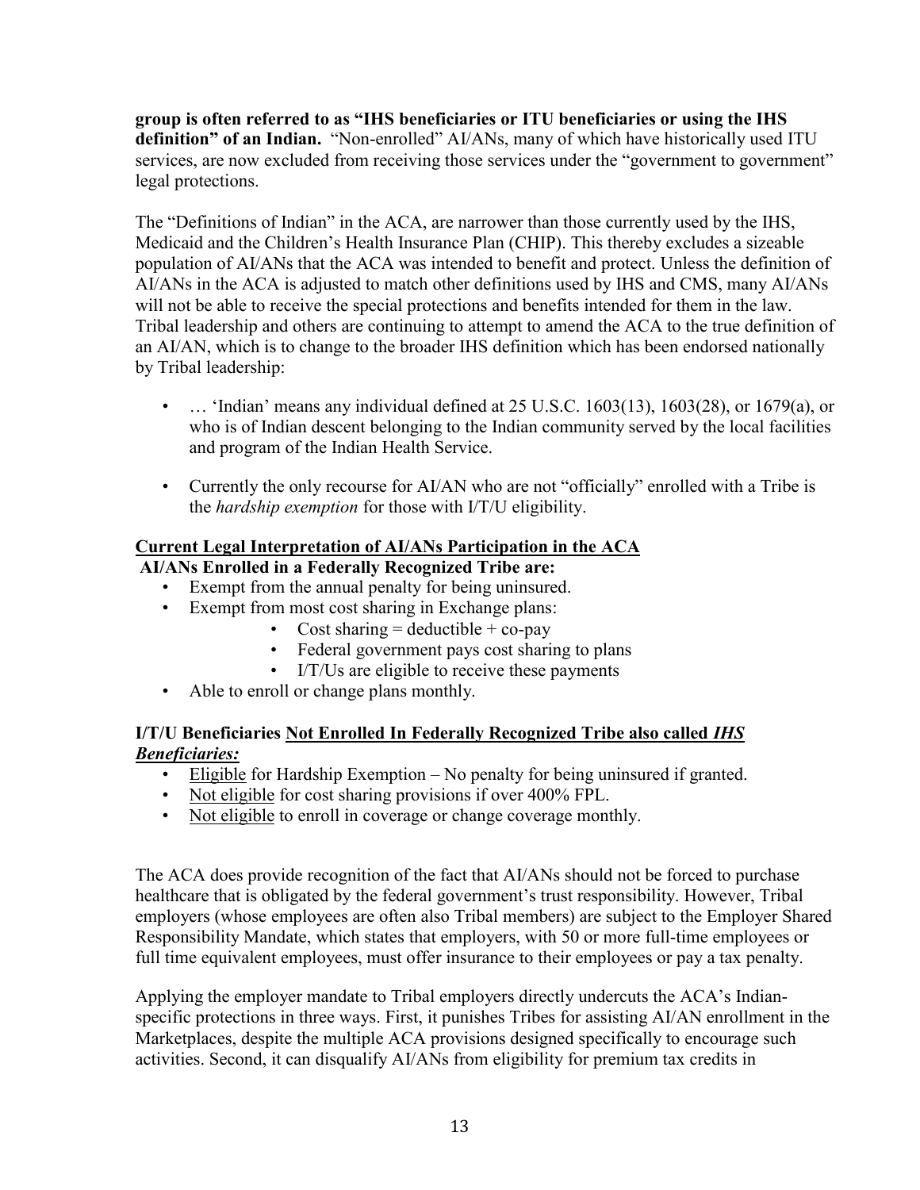**group is often referred to as "IHS beneficiaries or ITU beneficiaries or using the IHS definition" of an Indian.** "Non-enrolled" AI/ANs, many of which have historically used ITU services, are now excluded from receiving those services under the "government to government" legal protections.

The "Definitions of Indian" in the ACA, are narrower than those currently used by the IHS, Medicaid and the Children's Health Insurance Plan (CHIP). This thereby excludes a sizeable population of AI/ANs that the ACA was intended to benefit and protect. Unless the definition of AI/ANs in the ACA is adjusted to match other definitions used by IHS and CMS, many AI/ANs will not be able to receive the special protections and benefits intended for them in the law. Tribal leadership and others are continuing to attempt to amend the ACA to the true definition of an AI/AN, which is to change to the broader IHS definition which has been endorsed nationally by Tribal leadership:

- … 'Indian' means any individual defined at 25 U.S.C. 1603(13), 1603(28), or 1679(a), or who is of Indian descent belonging to the Indian community served by the local facilities and program of the Indian Health Service.
- Currently the only recourse for AI/AN who are not "officially" enrolled with a Tribe is the *hardship exemption* for those with I/T/U eligibility.

<u>**Current Legal Interpretation of AI/ANs Participation in the ACA**</u>

**AI/ANs Enrolled in a Federally Recognized Tribe are:**

- Exempt from the annual penalty for being uninsured.
- Exempt from most cost sharing in Exchange plans:
  - Cost sharing = deductible + co-pay
  - Federal government pays cost sharing to plans
  - I/T/Us are eligible to receive these payments
- Able to enroll or change plans monthly.

**I/T/U Beneficiaries <u>Not Enrolled In Federally Recognized Tribe</u> also called <u>*IHS Beneficiaries:*</u>**

- <u>Eligible</u> for Hardship Exemption – No penalty for being uninsured if granted.
- <u>Not eligible</u> for cost sharing provisions if over 400% FPL.
- <u>Not eligible</u> to enroll in coverage or change coverage monthly.

The ACA does provide recognition of the fact that AI/ANs should not be forced to purchase healthcare that is obligated by the federal government's trust responsibility. However, Tribal employers (whose employees are often also Tribal members) are subject to the Employer Shared Responsibility Mandate, which states that employers, with 50 or more full-time employees or full time equivalent employees, must offer insurance to their employees or pay a tax penalty.

Applying the employer mandate to Tribal employers directly undercuts the ACA's Indian-specific protections in three ways. First, it punishes Tribes for assisting AI/AN enrollment in the Marketplaces, despite the multiple ACA provisions designed specifically to encourage such activities. Second, it can disqualify AI/ANs from eligibility for premium tax credits in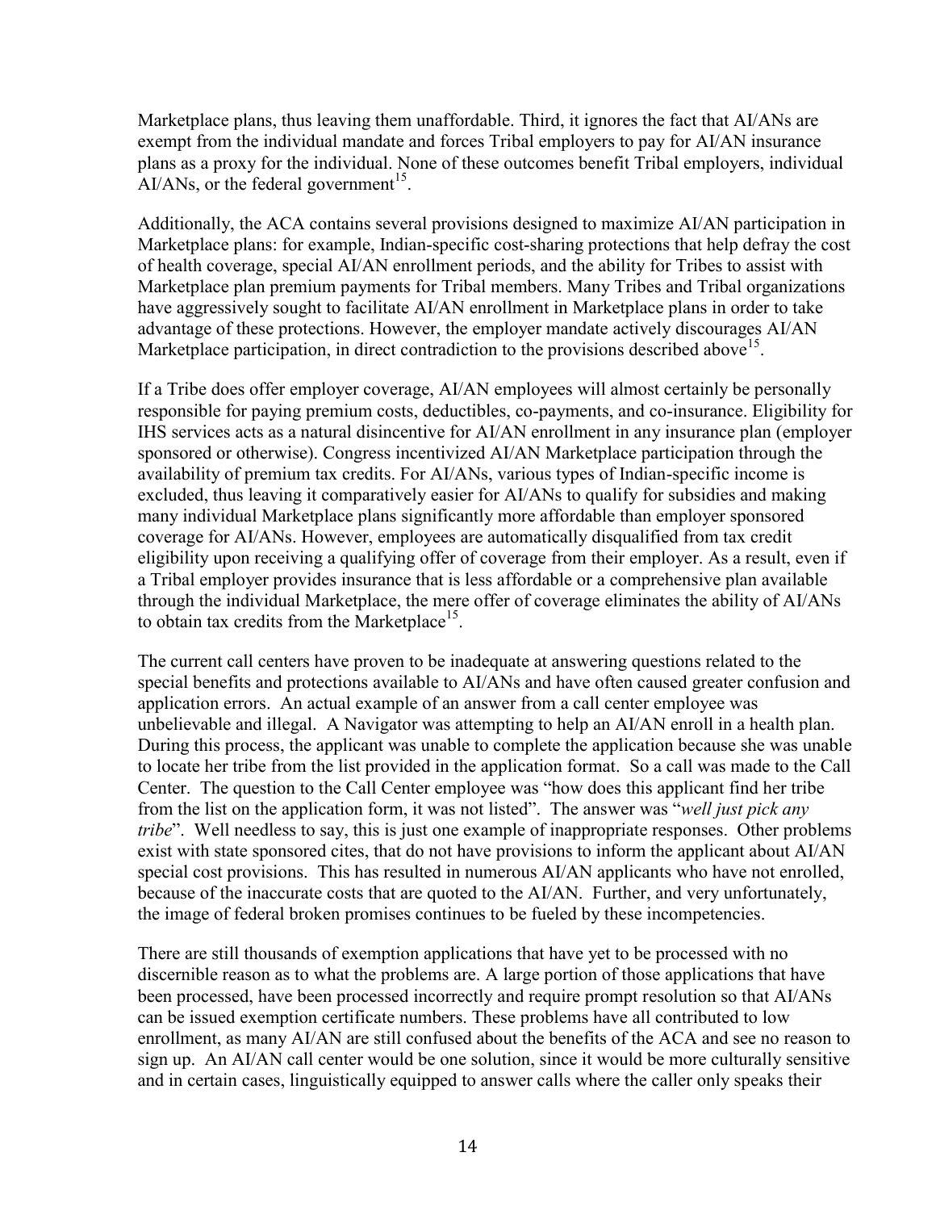Marketplace plans, thus leaving them unaffordable. Third, it ignores the fact that AI/ANs are exempt from the individual mandate and forces Tribal employers to pay for AI/AN insurance plans as a proxy for the individual. None of these outcomes benefit Tribal employers, individual AI/ANs, or the federal government[15].

Additionally, the ACA contains several provisions designed to maximize AI/AN participation in Marketplace plans: for example, Indian-specific cost-sharing protections that help defray the cost of health coverage, special AI/AN enrollment periods, and the ability for Tribes to assist with Marketplace plan premium payments for Tribal members. Many Tribes and Tribal organizations have aggressively sought to facilitate AI/AN enrollment in Marketplace plans in order to take advantage of these protections. However, the employer mandate actively discourages AI/AN Marketplace participation, in direct contradiction to the provisions described above[15].

If a Tribe does offer employer coverage, AI/AN employees will almost certainly be personally responsible for paying premium costs, deductibles, co-payments, and co-insurance. Eligibility for IHS services acts as a natural disincentive for AI/AN enrollment in any insurance plan (employer sponsored or otherwise). Congress incentivized AI/AN Marketplace participation through the availability of premium tax credits. For AI/ANs, various types of Indian-specific income is excluded, thus leaving it comparatively easier for AI/ANs to qualify for subsidies and making many individual Marketplace plans significantly more affordable than employer sponsored coverage for AI/ANs. However, employees are automatically disqualified from tax credit eligibility upon receiving a qualifying offer of coverage from their employer. As a result, even if a Tribal employer provides insurance that is less affordable or a comprehensive plan available through the individual Marketplace, the mere offer of coverage eliminates the ability of AI/ANs to obtain tax credits from the Marketplace[15].

The current call centers have proven to be inadequate at answering questions related to the special benefits and protections available to AI/ANs and have often caused greater confusion and application errors. An actual example of an answer from a call center employee was unbelievable and illegal. A Navigator was attempting to help an AI/AN enroll in a health plan. During this process, the applicant was unable to complete the application because she was unable to locate her tribe from the list provided in the application format. So a call was made to the Call Center. The question to the Call Center employee was "how does this applicant find her tribe from the list on the application form, it was not listed". The answer was "*well just pick any tribe*". Well needless to say, this is just one example of inappropriate responses. Other problems exist with state sponsored cites, that do not have provisions to inform the applicant about AI/AN special cost provisions. This has resulted in numerous AI/AN applicants who have not enrolled, because of the inaccurate costs that are quoted to the AI/AN. Further, and very unfortunately, the image of federal broken promises continues to be fueled by these incompetencies.

There are still thousands of exemption applications that have yet to be processed with no discernible reason as to what the problems are. A large portion of those applications that have been processed, have been processed incorrectly and require prompt resolution so that AI/ANs can be issued exemption certificate numbers. These problems have all contributed to low enrollment, as many AI/AN are still confused about the benefits of the ACA and see no reason to sign up. An AI/AN call center would be one solution, since it would be more culturally sensitive and in certain cases, linguistically equipped to answer calls where the caller only speaks their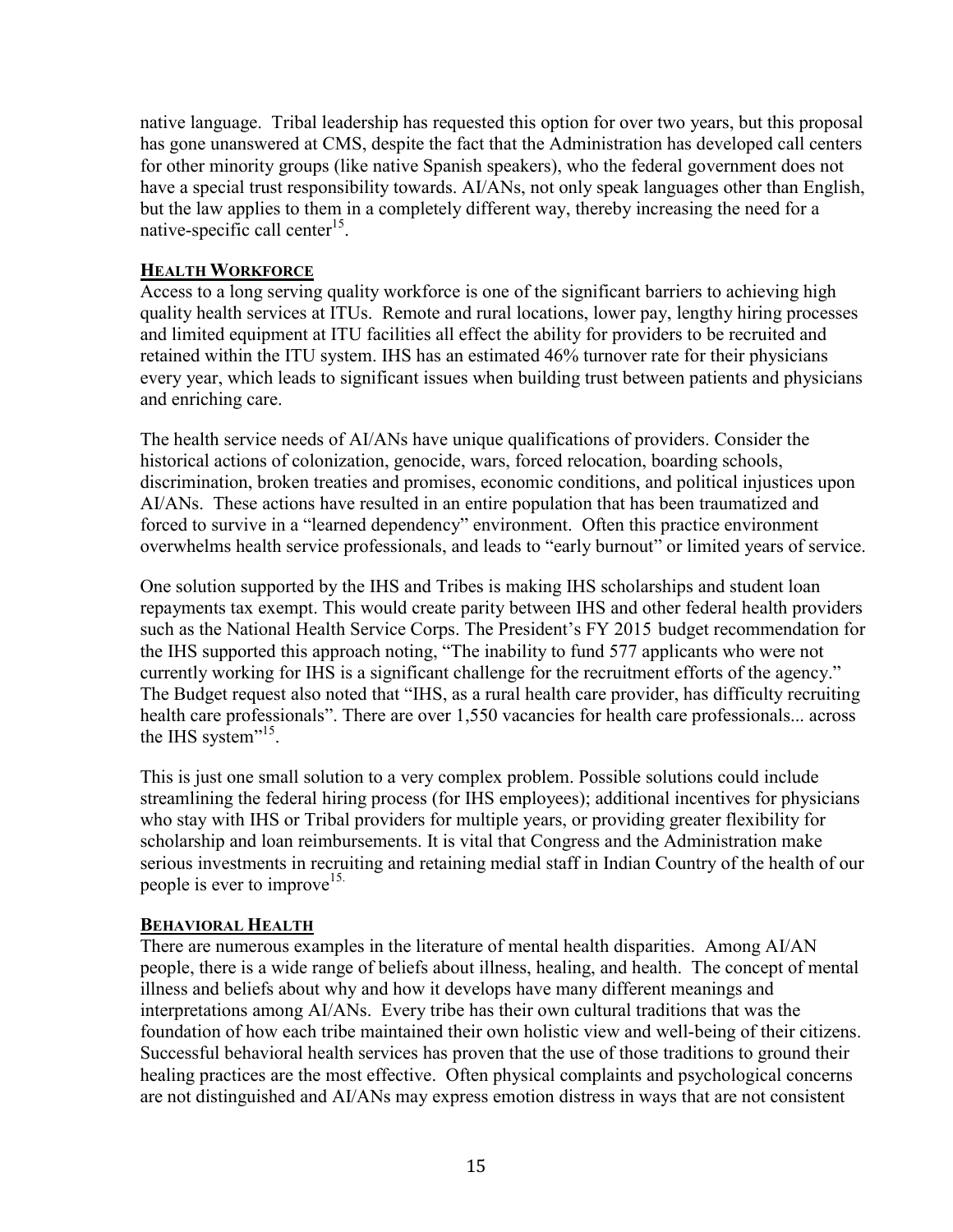native language. Tribal leadership has requested this option for over two years, but this proposal has gone unanswered at CMS, despite the fact that the Administration has developed call centers for other minority groups (like native Spanish speakers), who the federal government does not have a special trust responsibility towards. AI/ANs, not only speak languages other than English, but the law applies to them in a completely different way, thereby increasing the need for a native-specific call center[15].

## HEALTH WORKFORCE

Access to a long serving quality workforce is one of the significant barriers to achieving high quality health services at ITUs. Remote and rural locations, lower pay, lengthy hiring processes and limited equipment at ITU facilities all effect the ability for providers to be recruited and retained within the ITU system. IHS has an estimated 46% turnover rate for their physicians every year, which leads to significant issues when building trust between patients and physicians and enriching care.

The health service needs of AI/ANs have unique qualifications of providers. Consider the historical actions of colonization, genocide, wars, forced relocation, boarding schools, discrimination, broken treaties and promises, economic conditions, and political injustices upon AI/ANs. These actions have resulted in an entire population that has been traumatized and forced to survive in a "learned dependency" environment. Often this practice environment overwhelms health service professionals, and leads to "early burnout" or limited years of service.

One solution supported by the IHS and Tribes is making IHS scholarships and student loan repayments tax exempt. This would create parity between IHS and other federal health providers such as the National Health Service Corps. The President's FY 2015 budget recommendation for the IHS supported this approach noting, "The inability to fund 577 applicants who were not currently working for IHS is a significant challenge for the recruitment efforts of the agency." The Budget request also noted that "IHS, as a rural health care provider, has difficulty recruiting health care professionals". There are over 1,550 vacancies for health care professionals... across the IHS system"[15].

This is just one small solution to a very complex problem. Possible solutions could include streamlining the federal hiring process (for IHS employees); additional incentives for physicians who stay with IHS or Tribal providers for multiple years, or providing greater flexibility for scholarship and loan reimbursements. It is vital that Congress and the Administration make serious investments in recruiting and retaining medial staff in Indian Country of the health of our people is ever to improve[15].

## BEHAVIORAL HEALTH

There are numerous examples in the literature of mental health disparities. Among AI/AN people, there is a wide range of beliefs about illness, healing, and health. The concept of mental illness and beliefs about why and how it develops have many different meanings and interpretations among AI/ANs. Every tribe has their own cultural traditions that was the foundation of how each tribe maintained their own holistic view and well-being of their citizens. Successful behavioral health services has proven that the use of those traditions to ground their healing practices are the most effective. Often physical complaints and psychological concerns are not distinguished and AI/ANs may express emotion distress in ways that are not consistent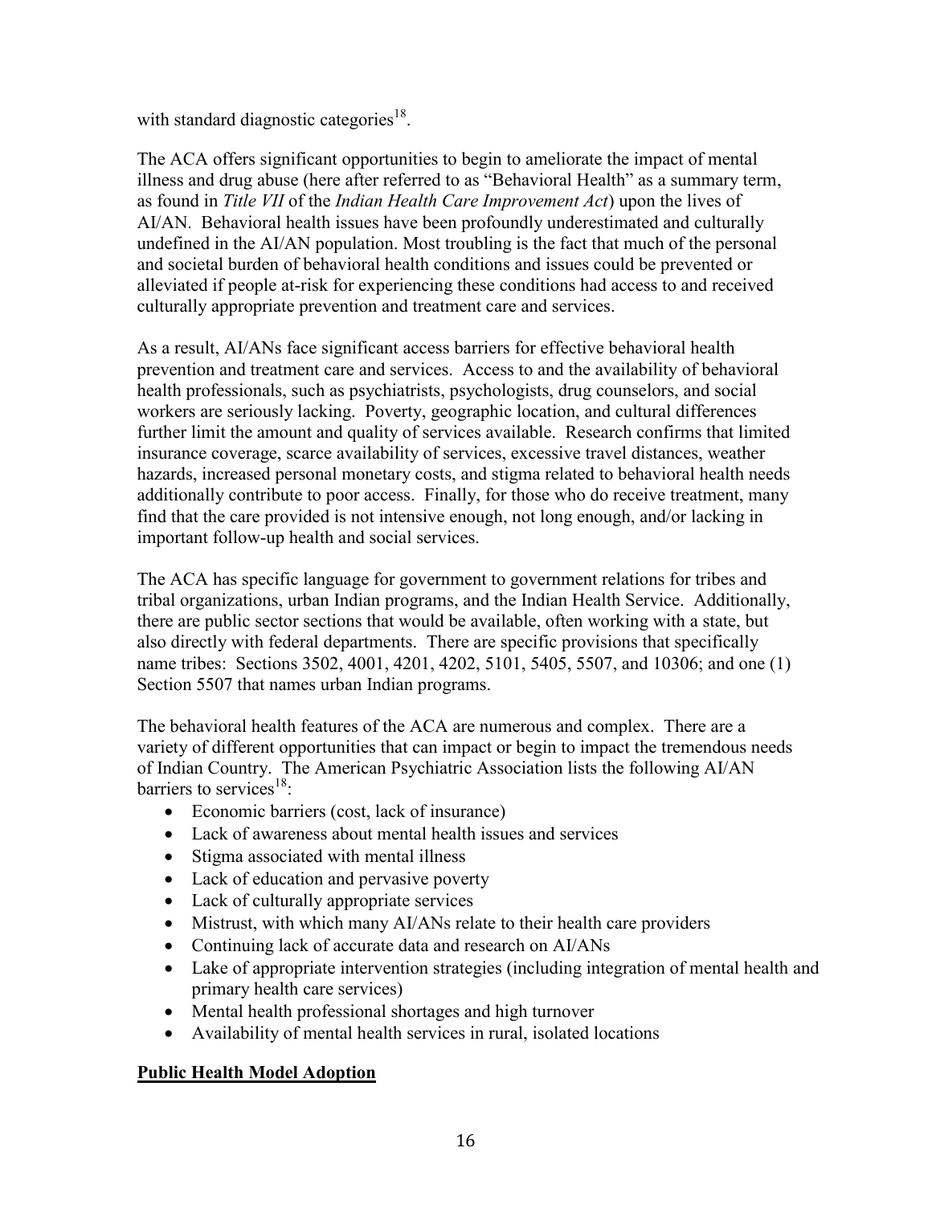with standard diagnostic categories[18].

The ACA offers significant opportunities to begin to ameliorate the impact of mental illness and drug abuse (here after referred to as "Behavioral Health" as a summary term, as found in *Title VII* of the *Indian Health Care Improvement Act*) upon the lives of AI/AN. Behavioral health issues have been profoundly underestimated and culturally undefined in the AI/AN population. Most troubling is the fact that much of the personal and societal burden of behavioral health conditions and issues could be prevented or alleviated if people at-risk for experiencing these conditions had access to and received culturally appropriate prevention and treatment care and services.

As a result, AI/ANs face significant access barriers for effective behavioral health prevention and treatment care and services. Access to and the availability of behavioral health professionals, such as psychiatrists, psychologists, drug counselors, and social workers are seriously lacking. Poverty, geographic location, and cultural differences further limit the amount and quality of services available. Research confirms that limited insurance coverage, scarce availability of services, excessive travel distances, weather hazards, increased personal monetary costs, and stigma related to behavioral health needs additionally contribute to poor access. Finally, for those who do receive treatment, many find that the care provided is not intensive enough, not long enough, and/or lacking in important follow-up health and social services.

The ACA has specific language for government to government relations for tribes and tribal organizations, urban Indian programs, and the Indian Health Service. Additionally, there are public sector sections that would be available, often working with a state, but also directly with federal departments. There are specific provisions that specifically name tribes: Sections 3502, 4001, 4201, 4202, 5101, 5405, 5507, and 10306; and one (1) Section 5507 that names urban Indian programs.

The behavioral health features of the ACA are numerous and complex. There are a variety of different opportunities that can impact or begin to impact the tremendous needs of Indian Country. The American Psychiatric Association lists the following AI/AN barriers to services[18]:

- Economic barriers (cost, lack of insurance)
- Lack of awareness about mental health issues and services
- Stigma associated with mental illness
- Lack of education and pervasive poverty
- Lack of culturally appropriate services
- Mistrust, with which many AI/ANs relate to their health care providers
- Continuing lack of accurate data and research on AI/ANs
- Lake of appropriate intervention strategies (including integration of mental health and primary health care services)
- Mental health professional shortages and high turnover
- Availability of mental health services in rural, isolated locations

## Public Health Model Adoption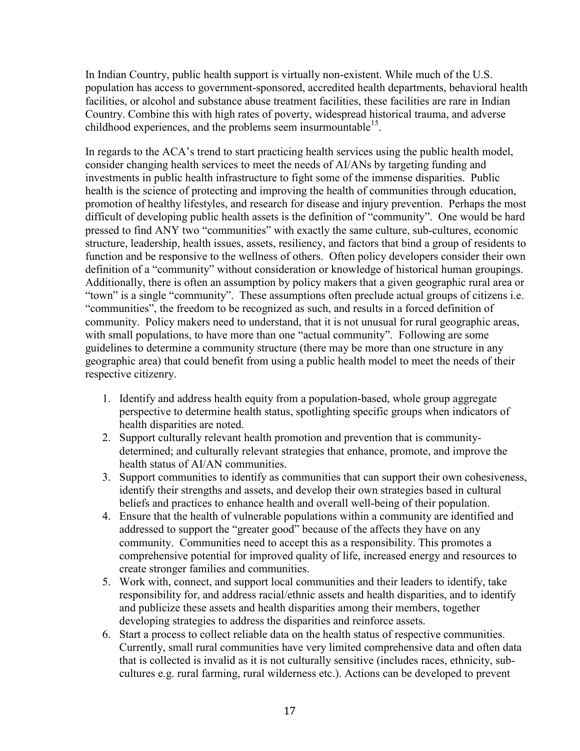In Indian Country, public health support is virtually non-existent. While much of the U.S. population has access to government-sponsored, accredited health departments, behavioral health facilities, or alcohol and substance abuse treatment facilities, these facilities are rare in Indian Country. Combine this with high rates of poverty, widespread historical trauma, and adverse childhood experiences, and the problems seem insurmountable[15].

In regards to the ACA's trend to start practicing health services using the public health model, consider changing health services to meet the needs of AI/ANs by targeting funding and investments in public health infrastructure to fight some of the immense disparities. Public health is the science of protecting and improving the health of communities through education, promotion of healthy lifestyles, and research for disease and injury prevention. Perhaps the most difficult of developing public health assets is the definition of "community". One would be hard pressed to find ANY two "communities" with exactly the same culture, sub-cultures, economic structure, leadership, health issues, assets, resiliency, and factors that bind a group of residents to function and be responsive to the wellness of others. Often policy developers consider their own definition of a "community" without consideration or knowledge of historical human groupings. Additionally, there is often an assumption by policy makers that a given geographic rural area or "town" is a single "community". These assumptions often preclude actual groups of citizens i.e. "communities", the freedom to be recognized as such, and results in a forced definition of community. Policy makers need to understand, that it is not unusual for rural geographic areas, with small populations, to have more than one "actual community". Following are some guidelines to determine a community structure (there may be more than one structure in any geographic area) that could benefit from using a public health model to meet the needs of their respective citizenry.

1. Identify and address health equity from a population-based, whole group aggregate perspective to determine health status, spotlighting specific groups when indicators of health disparities are noted.
2. Support culturally relevant health promotion and prevention that is community-determined; and culturally relevant strategies that enhance, promote, and improve the health status of AI/AN communities.
3. Support communities to identify as communities that can support their own cohesiveness, identify their strengths and assets, and develop their own strategies based in cultural beliefs and practices to enhance health and overall well-being of their population.
4. Ensure that the health of vulnerable populations within a community are identified and addressed to support the "greater good" because of the affects they have on any community. Communities need to accept this as a responsibility. This promotes a comprehensive potential for improved quality of life, increased energy and resources to create stronger families and communities.
5. Work with, connect, and support local communities and their leaders to identify, take responsibility for, and address racial/ethnic assets and health disparities, and to identify and publicize these assets and health disparities among their members, together developing strategies to address the disparities and reinforce assets.
6. Start a process to collect reliable data on the health status of respective communities. Currently, small rural communities have very limited comprehensive data and often data that is collected is invalid as it is not culturally sensitive (includes races, ethnicity, sub-cultures e.g. rural farming, rural wilderness etc.). Actions can be developed to prevent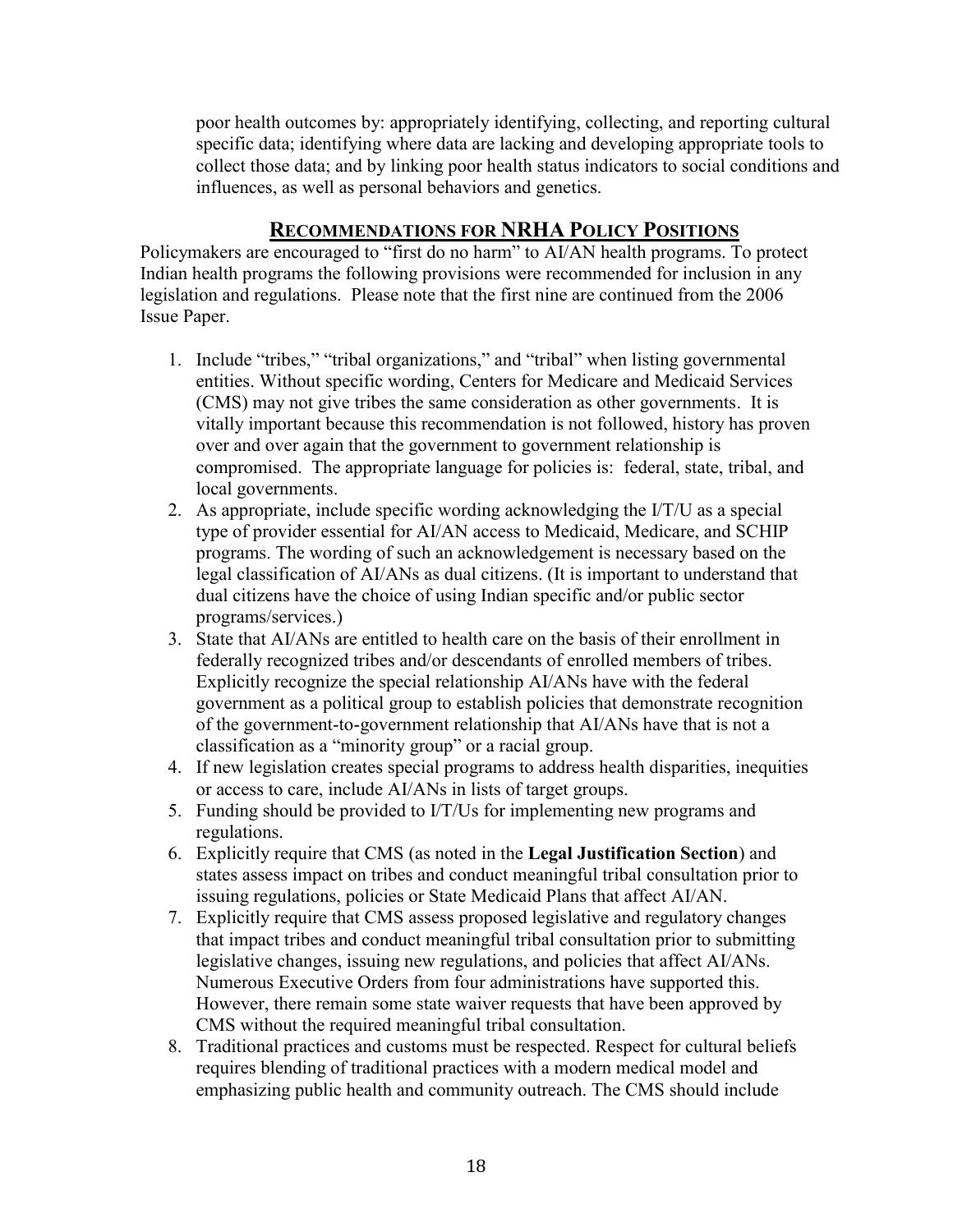poor health outcomes by: appropriately identifying, collecting, and reporting cultural specific data; identifying where data are lacking and developing appropriate tools to collect those data; and by linking poor health status indicators to social conditions and influences, as well as personal behaviors and genetics.

## Recommendations for NRHA Policy Positions

Policymakers are encouraged to "first do no harm" to AI/AN health programs. To protect Indian health programs the following provisions were recommended for inclusion in any legislation and regulations. Please note that the first nine are continued from the 2006 Issue Paper.

1. Include "tribes," "tribal organizations," and "tribal" when listing governmental entities. Without specific wording, Centers for Medicare and Medicaid Services (CMS) may not give tribes the same consideration as other governments. It is vitally important because this recommendation is not followed, history has proven over and over again that the government to government relationship is compromised. The appropriate language for policies is: federal, state, tribal, and local governments.
2. As appropriate, include specific wording acknowledging the I/T/U as a special type of provider essential for AI/AN access to Medicaid, Medicare, and SCHIP programs. The wording of such an acknowledgement is necessary based on the legal classification of AI/ANs as dual citizens. (It is important to understand that dual citizens have the choice of using Indian specific and/or public sector programs/services.)
3. State that AI/ANs are entitled to health care on the basis of their enrollment in federally recognized tribes and/or descendants of enrolled members of tribes. Explicitly recognize the special relationship AI/ANs have with the federal government as a political group to establish policies that demonstrate recognition of the government-to-government relationship that AI/ANs have that is not a classification as a "minority group" or a racial group.
4. If new legislation creates special programs to address health disparities, inequities or access to care, include AI/ANs in lists of target groups.
5. Funding should be provided to I/T/Us for implementing new programs and regulations.
6. Explicitly require that CMS (as noted in the **Legal Justification Section**) and states assess impact on tribes and conduct meaningful tribal consultation prior to issuing regulations, policies or State Medicaid Plans that affect AI/AN.
7. Explicitly require that CMS assess proposed legislative and regulatory changes that impact tribes and conduct meaningful tribal consultation prior to submitting legislative changes, issuing new regulations, and policies that affect AI/ANs. Numerous Executive Orders from four administrations have supported this. However, there remain some state waiver requests that have been approved by CMS without the required meaningful tribal consultation.
8. Traditional practices and customs must be respected. Respect for cultural beliefs requires blending of traditional practices with a modern medical model and emphasizing public health and community outreach. The CMS should include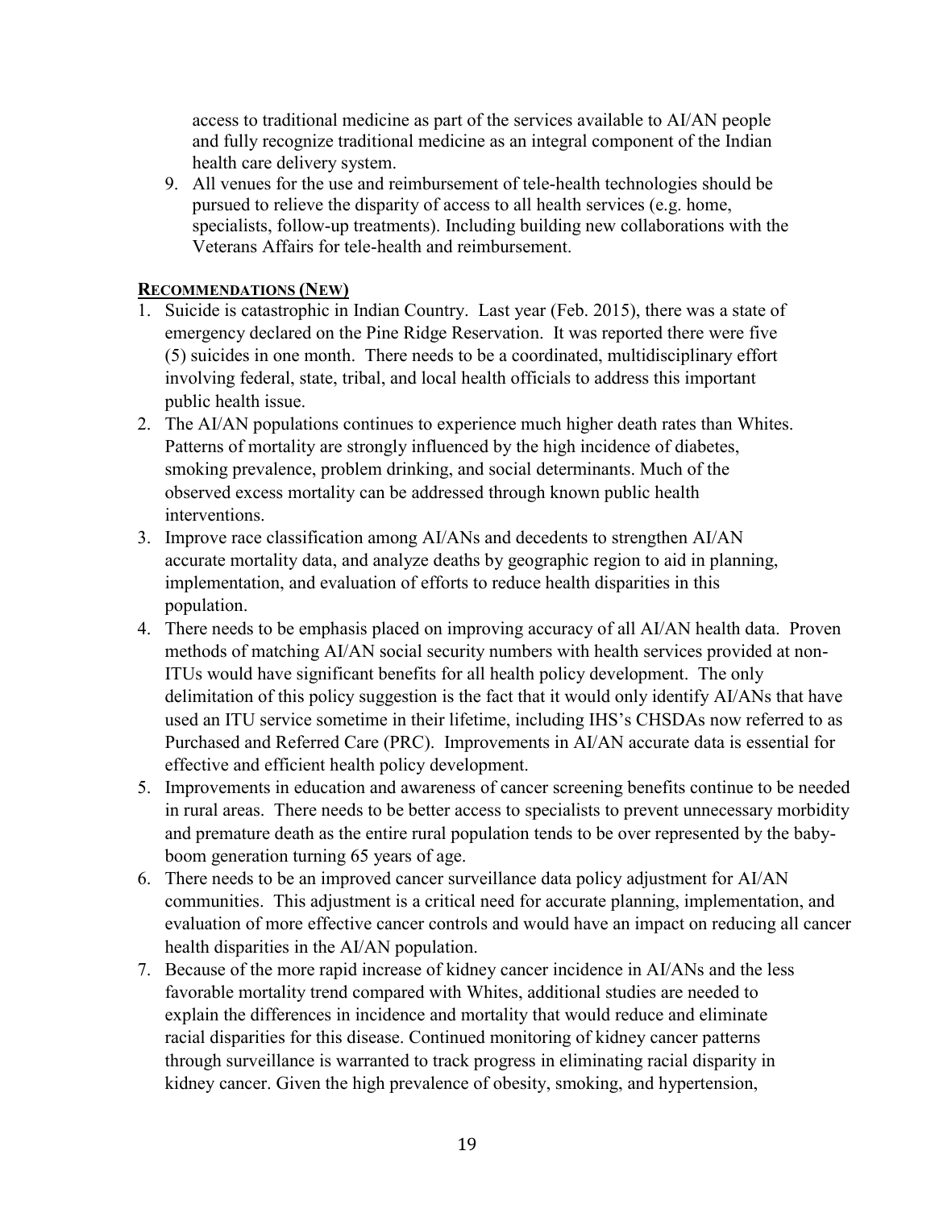access to traditional medicine as part of the services available to AI/AN people and fully recognize traditional medicine as an integral component of the Indian health care delivery system.

9. All venues for the use and reimbursement of tele-health technologies should be pursued to relieve the disparity of access to all health services (e.g. home, specialists, follow-up treatments). Including building new collaborations with the Veterans Affairs for tele-health and reimbursement.

## <u>RECOMMENDATIONS (NEW)</u>

1. Suicide is catastrophic in Indian Country. Last year (Feb. 2015), there was a state of emergency declared on the Pine Ridge Reservation. It was reported there were five (5) suicides in one month. There needs to be a coordinated, multidisciplinary effort involving federal, state, tribal, and local health officials to address this important public health issue.
2. The AI/AN populations continues to experience much higher death rates than Whites. Patterns of mortality are strongly influenced by the high incidence of diabetes, smoking prevalence, problem drinking, and social determinants. Much of the observed excess mortality can be addressed through known public health interventions.
3. Improve race classification among AI/ANs and decedents to strengthen AI/AN accurate mortality data, and analyze deaths by geographic region to aid in planning, implementation, and evaluation of efforts to reduce health disparities in this population.
4. There needs to be emphasis placed on improving accuracy of all AI/AN health data. Proven methods of matching AI/AN social security numbers with health services provided at non-ITUs would have significant benefits for all health policy development. The only delimitation of this policy suggestion is the fact that it would only identify AI/ANs that have used an ITU service sometime in their lifetime, including IHS's CHSDAs now referred to as Purchased and Referred Care (PRC). Improvements in AI/AN accurate data is essential for effective and efficient health policy development.
5. Improvements in education and awareness of cancer screening benefits continue to be needed in rural areas. There needs to be better access to specialists to prevent unnecessary morbidity and premature death as the entire rural population tends to be over represented by the baby-boom generation turning 65 years of age.
6. There needs to be an improved cancer surveillance data policy adjustment for AI/AN communities. This adjustment is a critical need for accurate planning, implementation, and evaluation of more effective cancer controls and would have an impact on reducing all cancer health disparities in the AI/AN population.
7. Because of the more rapid increase of kidney cancer incidence in AI/ANs and the less favorable mortality trend compared with Whites, additional studies are needed to explain the differences in incidence and mortality that would reduce and eliminate racial disparities for this disease. Continued monitoring of kidney cancer patterns through surveillance is warranted to track progress in eliminating racial disparity in kidney cancer. Given the high prevalence of obesity, smoking, and hypertension,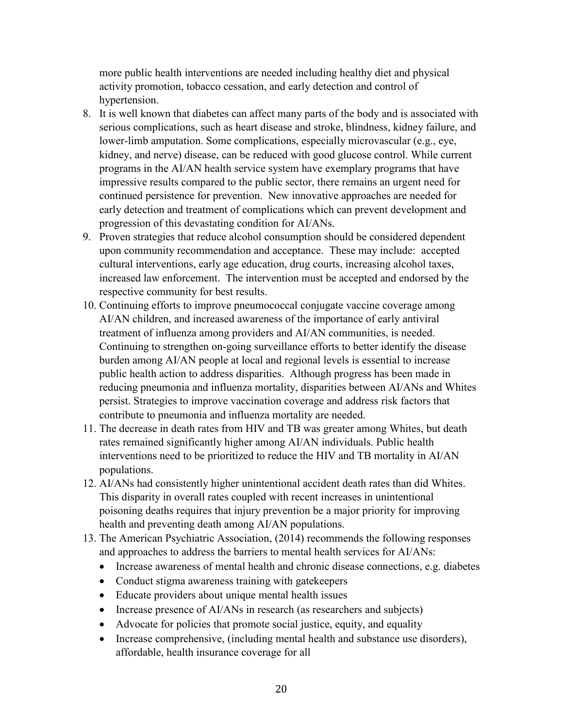more public health interventions are needed including healthy diet and physical activity promotion, tobacco cessation, and early detection and control of hypertension.

8. It is well known that diabetes can affect many parts of the body and is associated with serious complications, such as heart disease and stroke, blindness, kidney failure, and lower-limb amputation. Some complications, especially microvascular (e.g., eye, kidney, and nerve) disease, can be reduced with good glucose control. While current programs in the AI/AN health service system have exemplary programs that have impressive results compared to the public sector, there remains an urgent need for continued persistence for prevention. New innovative approaches are needed for early detection and treatment of complications which can prevent development and progression of this devastating condition for AI/ANs.
9. Proven strategies that reduce alcohol consumption should be considered dependent upon community recommendation and acceptance. These may include: accepted cultural interventions, early age education, drug courts, increasing alcohol taxes, increased law enforcement. The intervention must be accepted and endorsed by the respective community for best results.
10. Continuing efforts to improve pneumococcal conjugate vaccine coverage among AI/AN children, and increased awareness of the importance of early antiviral treatment of influenza among providers and AI/AN communities, is needed. Continuing to strengthen on-going surveillance efforts to better identify the disease burden among AI/AN people at local and regional levels is essential to increase public health action to address disparities. Although progress has been made in reducing pneumonia and influenza mortality, disparities between AI/ANs and Whites persist. Strategies to improve vaccination coverage and address risk factors that contribute to pneumonia and influenza mortality are needed.
11. The decrease in death rates from HIV and TB was greater among Whites, but death rates remained significantly higher among AI/AN individuals. Public health interventions need to be prioritized to reduce the HIV and TB mortality in AI/AN populations.
12. AI/ANs had consistently higher unintentional accident death rates than did Whites. This disparity in overall rates coupled with recent increases in unintentional poisoning deaths requires that injury prevention be a major priority for improving health and preventing death among AI/AN populations.
13. The American Psychiatric Association, (2014) recommends the following responses and approaches to address the barriers to mental health services for AI/ANs:
    - Increase awareness of mental health and chronic disease connections, e.g. diabetes
    - Conduct stigma awareness training with gatekeepers
    - Educate providers about unique mental health issues
    - Increase presence of AI/ANs in research (as researchers and subjects)
    - Advocate for policies that promote social justice, equity, and equality
    - Increase comprehensive, (including mental health and substance use disorders), affordable, health insurance coverage for all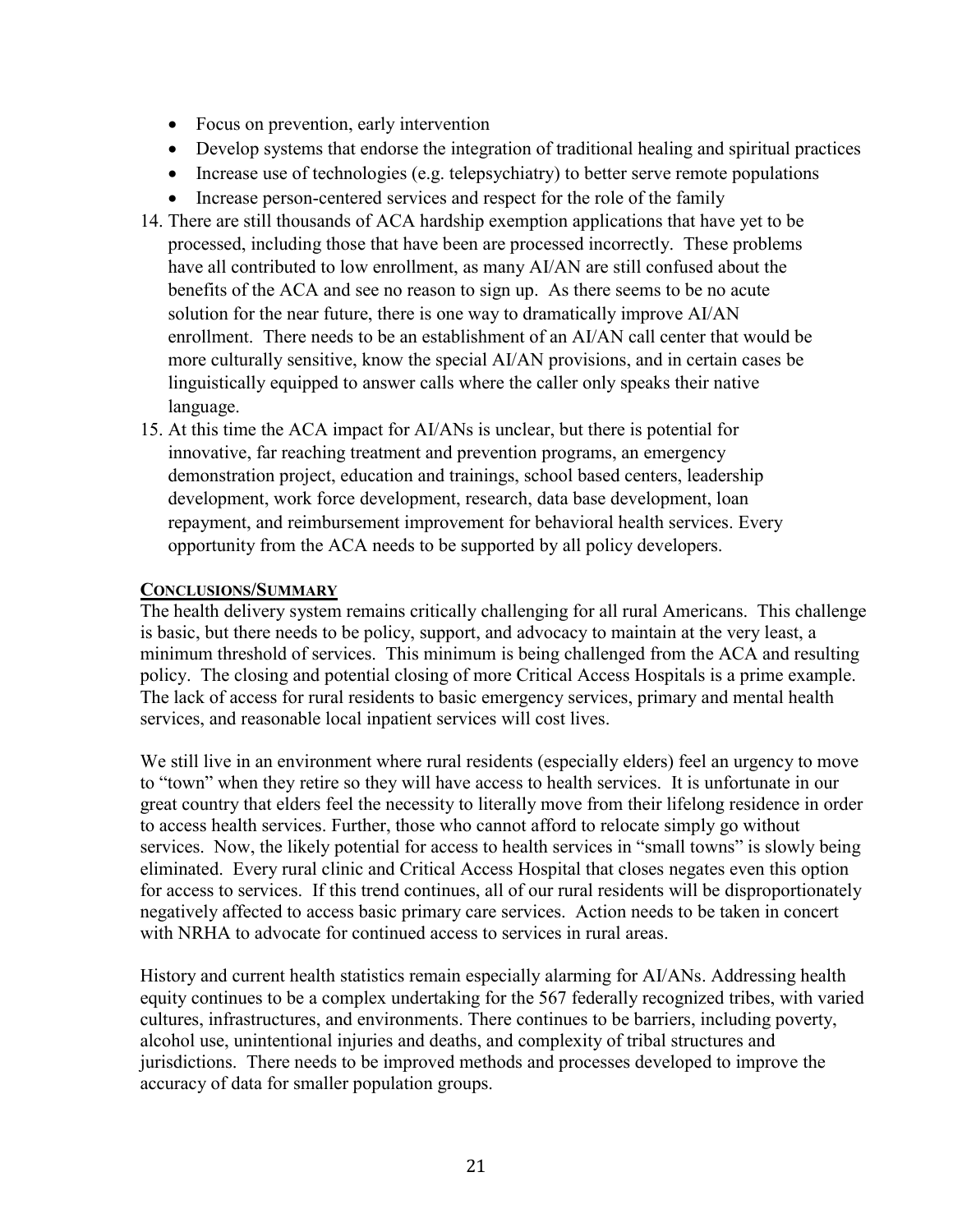- Focus on prevention, early intervention
- Develop systems that endorse the integration of traditional healing and spiritual practices
- Increase use of technologies (e.g. telepsychiatry) to better serve remote populations
- Increase person-centered services and respect for the role of the family

14. There are still thousands of ACA hardship exemption applications that have yet to be processed, including those that have been are processed incorrectly. These problems have all contributed to low enrollment, as many AI/AN are still confused about the benefits of the ACA and see no reason to sign up. As there seems to be no acute solution for the near future, there is one way to dramatically improve AI/AN enrollment. There needs to be an establishment of an AI/AN call center that would be more culturally sensitive, know the special AI/AN provisions, and in certain cases be linguistically equipped to answer calls where the caller only speaks their native language.
15. At this time the ACA impact for AI/ANs is unclear, but there is potential for innovative, far reaching treatment and prevention programs, an emergency demonstration project, education and trainings, school based centers, leadership development, work force development, research, data base development, loan repayment, and reimbursement improvement for behavioral health services. Every opportunity from the ACA needs to be supported by all policy developers.

## CONCLUSIONS/SUMMARY

The health delivery system remains critically challenging for all rural Americans. This challenge is basic, but there needs to be policy, support, and advocacy to maintain at the very least, a minimum threshold of services. This minimum is being challenged from the ACA and resulting policy. The closing and potential closing of more Critical Access Hospitals is a prime example. The lack of access for rural residents to basic emergency services, primary and mental health services, and reasonable local inpatient services will cost lives.

We still live in an environment where rural residents (especially elders) feel an urgency to move to "town" when they retire so they will have access to health services. It is unfortunate in our great country that elders feel the necessity to literally move from their lifelong residence in order to access health services. Further, those who cannot afford to relocate simply go without services. Now, the likely potential for access to health services in "small towns" is slowly being eliminated. Every rural clinic and Critical Access Hospital that closes negates even this option for access to services. If this trend continues, all of our rural residents will be disproportionately negatively affected to access basic primary care services. Action needs to be taken in concert with NRHA to advocate for continued access to services in rural areas.

History and current health statistics remain especially alarming for AI/ANs. Addressing health equity continues to be a complex undertaking for the 567 federally recognized tribes, with varied cultures, infrastructures, and environments. There continues to be barriers, including poverty, alcohol use, unintentional injuries and deaths, and complexity of tribal structures and jurisdictions. There needs to be improved methods and processes developed to improve the accuracy of data for smaller population groups.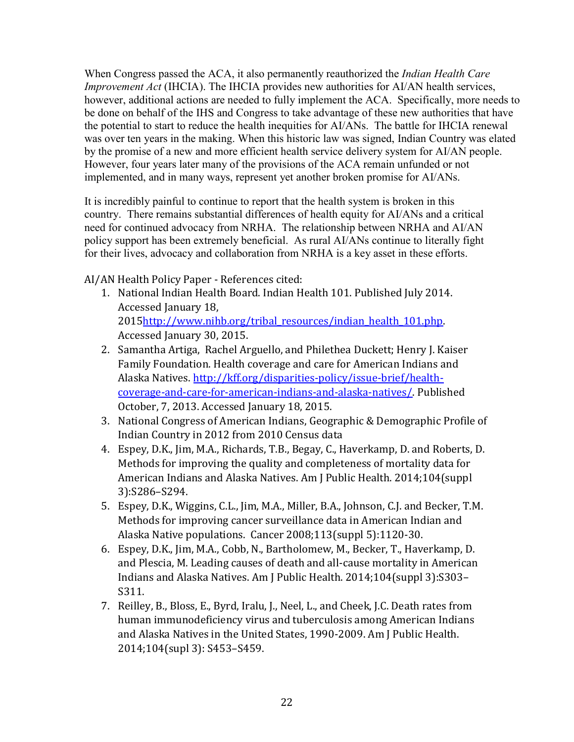When Congress passed the ACA, it also permanently reauthorized the *Indian Health Care Improvement Act* (IHCIA). The IHCIA provides new authorities for AI/AN health services, however, additional actions are needed to fully implement the ACA. Specifically, more needs to be done on behalf of the IHS and Congress to take advantage of these new authorities that have the potential to start to reduce the health inequities for AI/ANs. The battle for IHCIA renewal was over ten years in the making. When this historic law was signed, Indian Country was elated by the promise of a new and more efficient health service delivery system for AI/AN people. However, four years later many of the provisions of the ACA remain unfunded or not implemented, and in many ways, represent yet another broken promise for AI/ANs.

It is incredibly painful to continue to report that the health system is broken in this country. There remains substantial differences of health equity for AI/ANs and a critical need for continued advocacy from NRHA. The relationship between NRHA and AI/AN policy support has been extremely beneficial. As rural AI/ANs continue to literally fight for their lives, advocacy and collaboration from NRHA is a key asset in these efforts.

AI/AN Health Policy Paper - References cited:

1. National Indian Health Board. Indian Health 101. Published July 2014. Accessed January 18, 2015http://www.nihb.org/tribal_resources/indian_health_101.php. Accessed January 30, 2015.
2. Samantha Artiga, Rachel Arguello, and Philethea Duckett; Henry J. Kaiser Family Foundation. Health coverage and care for American Indians and Alaska Natives. http://kff.org/disparities-policy/issue-brief/health-coverage-and-care-for-american-indians-and-alaska-natives/. Published October, 7, 2013. Accessed January 18, 2015.
3. National Congress of American Indians, Geographic & Demographic Profile of Indian Country in 2012 from 2010 Census data
4. Espey, D.K., Jim, M.A., Richards, T.B., Begay, C., Haverkamp, D. and Roberts, D. Methods for improving the quality and completeness of mortality data for American Indians and Alaska Natives. Am J Public Health. 2014;104(suppl 3):S286–S294.
5. Espey, D.K., Wiggins, C.L., Jim, M.A., Miller, B.A., Johnson, C.J. and Becker, T.M. Methods for improving cancer surveillance data in American Indian and Alaska Native populations. Cancer 2008;113(suppl 5):1120-30.
6. Espey, D.K., Jim, M.A., Cobb, N., Bartholomew, M., Becker, T., Haverkamp, D. and Plescia, M. Leading causes of death and all-cause mortality in American Indians and Alaska Natives. Am J Public Health. 2014;104(suppl 3):S303–S311.
7. Reilley, B., Bloss, E., Byrd, Iralu, J., Neel, L., and Cheek, J.C. Death rates from human immunodeficiency virus and tuberculosis among American Indians and Alaska Natives in the United States, 1990-2009. Am J Public Health. 2014;104(supl 3): S453–S459.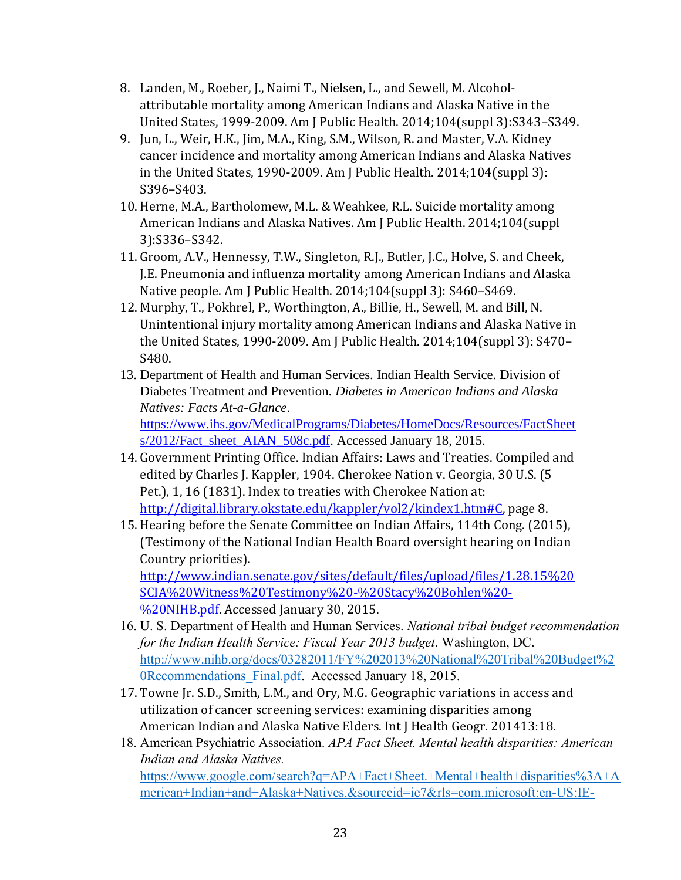8. Landen, M., Roeber, J., Naimi T., Nielsen, L., and Sewell, M. Alcohol-attributable mortality among American Indians and Alaska Native in the United States, 1999-2009. Am J Public Health. 2014;104(suppl 3):S343–S349.
9. Jun, L., Weir, H.K., Jim, M.A., King, S.M., Wilson, R. and Master, V.A. Kidney cancer incidence and mortality among American Indians and Alaska Natives in the United States, 1990-2009. Am J Public Health. 2014;104(suppl 3): S396–S403.
10. Herne, M.A., Bartholomew, M.L. & Weahkee, R.L. Suicide mortality among American Indians and Alaska Natives. Am J Public Health. 2014;104(suppl 3):S336–S342.
11. Groom, A.V., Hennessy, T.W., Singleton, R.J., Butler, J.C., Holve, S. and Cheek, J.E. Pneumonia and influenza mortality among American Indians and Alaska Native people. Am J Public Health. 2014;104(suppl 3): S460–S469.
12. Murphy, T., Pokhrel, P., Worthington, A., Billie, H., Sewell, M. and Bill, N. Unintentional injury mortality among American Indians and Alaska Native in the United States, 1990-2009. Am J Public Health. 2014;104(suppl 3): S470–S480.
13. Department of Health and Human Services. Indian Health Service. Division of Diabetes Treatment and Prevention. *Diabetes in American Indians and Alaska Natives: Facts At-a-Glance*. https://www.ihs.gov/MedicalPrograms/Diabetes/HomeDocs/Resources/FactSheets/2012/Fact_sheet_AIAN_508c.pdf. Accessed January 18, 2015.
14. Government Printing Office. Indian Affairs: Laws and Treaties. Compiled and edited by Charles J. Kappler, 1904. Cherokee Nation v. Georgia, 30 U.S. (5 Pet.), 1, 16 (1831). Index to treaties with Cherokee Nation at: http://digital.library.okstate.edu/kappler/vol2/kindex1.htm#C, page 8.
15. Hearing before the Senate Committee on Indian Affairs, 114th Cong. (2015), (Testimony of the National Indian Health Board oversight hearing on Indian Country priorities). http://www.indian.senate.gov/sites/default/files/upload/files/1.28.15%20SCIA%20Witness%20Testimony%20-%20Stacy%20Bohlen%20-%20NIHB.pdf. Accessed January 30, 2015.
16. U. S. Department of Health and Human Services. *National tribal budget recommendation for the Indian Health Service: Fiscal Year 2013 budget*. Washington, DC. http://www.nihb.org/docs/03282011/FY%202013%20National%20Tribal%20Budget%20Recommendations_Final.pdf. Accessed January 18, 2015.
17. Towne Jr. S.D., Smith, L.M., and Ory, M.G. Geographic variations in access and utilization of cancer screening services: examining disparities among American Indian and Alaska Native Elders. Int J Health Geogr. 201413:18.
18. American Psychiatric Association. *APA Fact Sheet. Mental health disparities: American Indian and Alaska Natives.* https://www.google.com/search?q=APA+Fact+Sheet.+Mental+health+disparities%3A+American+Indian+and+Alaska+Natives.&sourceid=ie7&rls=com.microsoft:en-US:IE-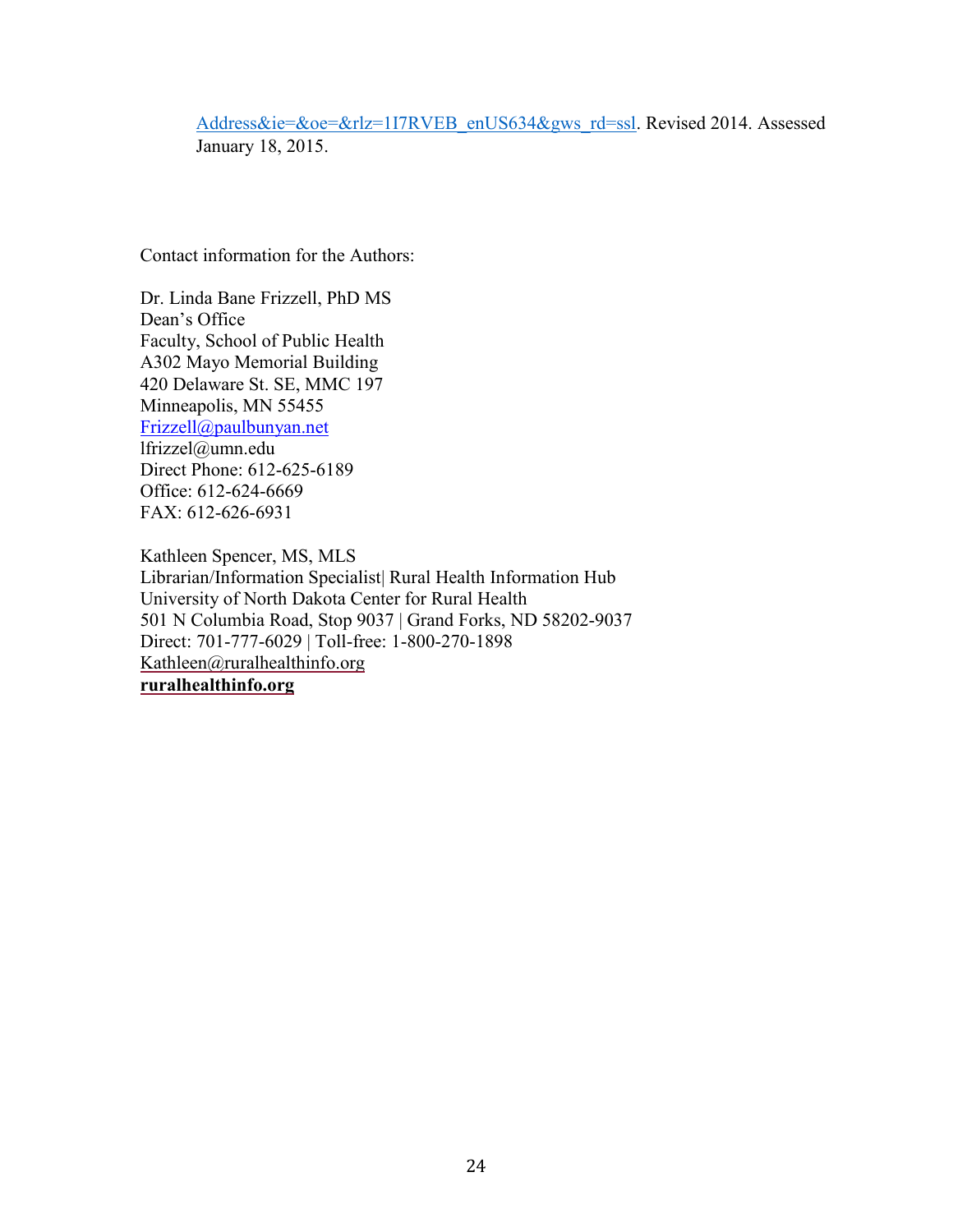Address&ie=&oe=&rlz=1I7RVEB_enUS634&gws_rd=ssl. Revised 2014. Assessed January 18, 2015.

Contact information for the Authors:

Dr. Linda Bane Frizzell, PhD MS  
Dean's Office  
Faculty, School of Public Health  
A302 Mayo Memorial Building  
420 Delaware St. SE, MMC 197  
Minneapolis, MN 55455  
Frizzell@paulbunyan.net  
lfrizzel@umn.edu  
Direct Phone: 612-625-6189  
Office: 612-624-6669  
FAX: 612-626-6931

Kathleen Spencer, MS, MLS  
Librarian/Information Specialist| Rural Health Information Hub  
University of North Dakota Center for Rural Health  
501 N Columbia Road, Stop 9037 | Grand Forks, ND 58202-9037  
Direct: 701-777-6029 | Toll-free: 1-800-270-1898  
Kathleen@ruralhealthinfo.org  
**ruralhealthinfo.org**